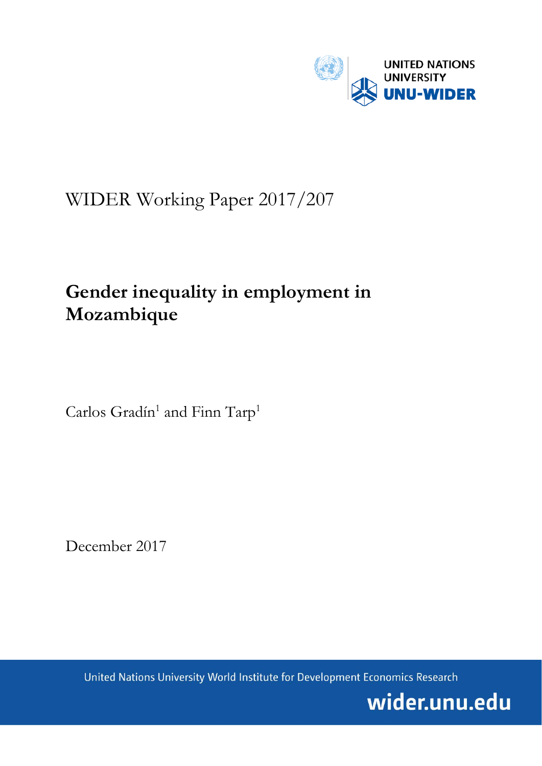UNITED NATIONS UNIVERSITY

UNU-WIDER

WIDER Working Paper 2017/207

# Gender inequality in employment in Mozambique

Carlos Gradín[1] and Finn Tarp[1]

December 2017

United Nations University World Institute for Development Economics Research

wider.unu.edu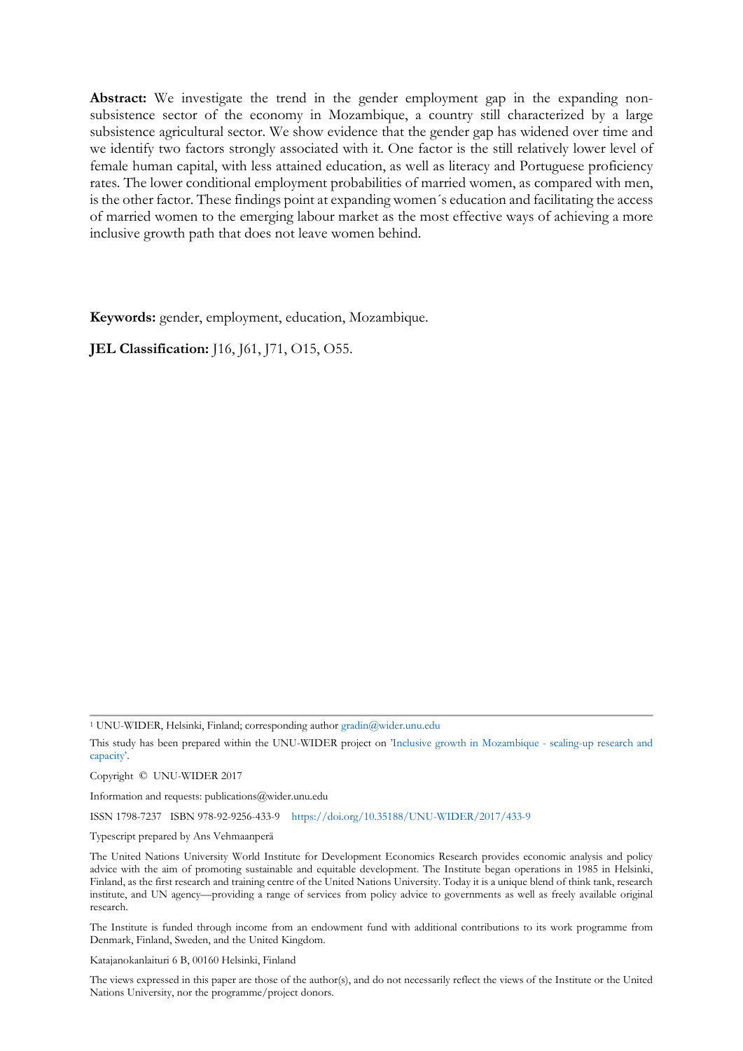**Abstract:** We investigate the trend in the gender employment gap in the expanding non-subsistence sector of the economy in Mozambique, a country still characterized by a large subsistence agricultural sector. We show evidence that the gender gap has widened over time and we identify two factors strongly associated with it. One factor is the still relatively lower level of female human capital, with less attained education, as well as literacy and Portuguese proficiency rates. The lower conditional employment probabilities of married women, as compared with men, is the other factor. These findings point at expanding women´s education and facilitating the access of married women to the emerging labour market as the most effective ways of achieving a more inclusive growth path that does not leave women behind.

**Keywords:** gender, employment, education, Mozambique.

**JEL Classification:** J16, J61, J71, O15, O55.

---

[1] UNU-WIDER, Helsinki, Finland; corresponding author gradin@wider.unu.edu

This study has been prepared within the UNU-WIDER project on 'Inclusive growth in Mozambique - scaling-up research and capacity'.

Copyright © UNU-WIDER 2017

Information and requests: publications@wider.unu.edu

ISSN 1798-7237 ISBN 978-92-9256-433-9 https://doi.org/10.35188/UNU-WIDER/2017/433-9

Typescript prepared by Ans Vehmaanperä

The United Nations University World Institute for Development Economics Research provides economic analysis and policy advice with the aim of promoting sustainable and equitable development. The Institute began operations in 1985 in Helsinki, Finland, as the first research and training centre of the United Nations University. Today it is a unique blend of think tank, research institute, and UN agency—providing a range of services from policy advice to governments as well as freely available original research.

The Institute is funded through income from an endowment fund with additional contributions to its work programme from Denmark, Finland, Sweden, and the United Kingdom.

Katajanokanlaituri 6 B, 00160 Helsinki, Finland

The views expressed in this paper are those of the author(s), and do not necessarily reflect the views of the Institute or the United Nations University, nor the programme/project donors.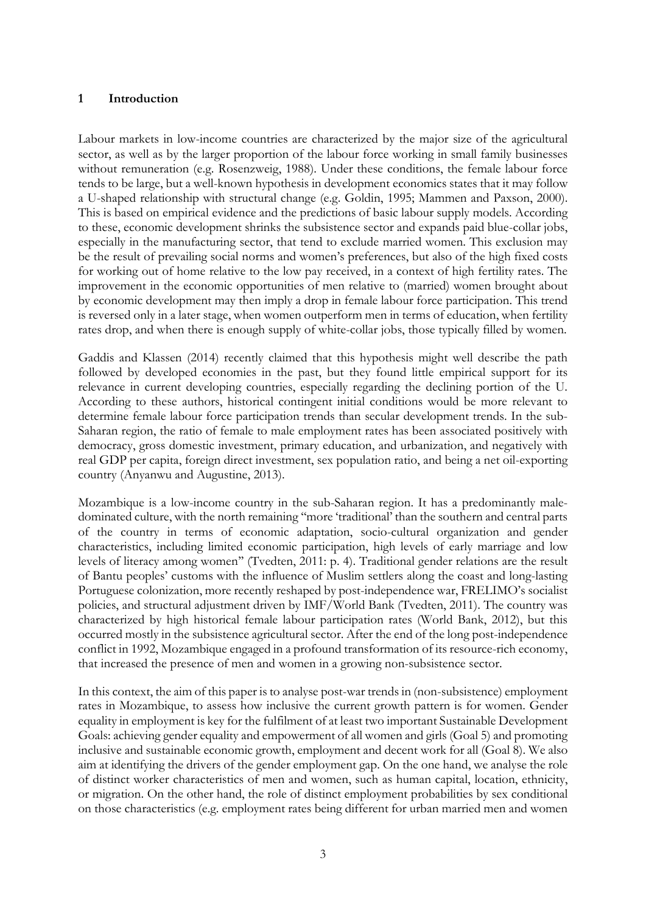## 1 Introduction

Labour markets in low-income countries are characterized by the major size of the agricultural sector, as well as by the larger proportion of the labour force working in small family businesses without remuneration (e.g. Rosenzweig, 1988). Under these conditions, the female labour force tends to be large, but a well-known hypothesis in development economics states that it may follow a U-shaped relationship with structural change (e.g. Goldin, 1995; Mammen and Paxson, 2000). This is based on empirical evidence and the predictions of basic labour supply models. According to these, economic development shrinks the subsistence sector and expands paid blue-collar jobs, especially in the manufacturing sector, that tend to exclude married women. This exclusion may be the result of prevailing social norms and women's preferences, but also of the high fixed costs for working out of home relative to the low pay received, in a context of high fertility rates. The improvement in the economic opportunities of men relative to (married) women brought about by economic development may then imply a drop in female labour force participation. This trend is reversed only in a later stage, when women outperform men in terms of education, when fertility rates drop, and when there is enough supply of white-collar jobs, those typically filled by women.

Gaddis and Klassen (2014) recently claimed that this hypothesis might well describe the path followed by developed economies in the past, but they found little empirical support for its relevance in current developing countries, especially regarding the declining portion of the U. According to these authors, historical contingent initial conditions would be more relevant to determine female labour force participation trends than secular development trends. In the sub-Saharan region, the ratio of female to male employment rates has been associated positively with democracy, gross domestic investment, primary education, and urbanization, and negatively with real GDP per capita, foreign direct investment, sex population ratio, and being a net oil-exporting country (Anyanwu and Augustine, 2013).

Mozambique is a low-income country in the sub-Saharan region. It has a predominantly male-dominated culture, with the north remaining "more 'traditional' than the southern and central parts of the country in terms of economic adaptation, socio-cultural organization and gender characteristics, including limited economic participation, high levels of early marriage and low levels of literacy among women" (Tvedten, 2011: p. 4). Traditional gender relations are the result of Bantu peoples' customs with the influence of Muslim settlers along the coast and long-lasting Portuguese colonization, more recently reshaped by post-independence war, FRELIMO's socialist policies, and structural adjustment driven by IMF/World Bank (Tvedten, 2011). The country was characterized by high historical female labour participation rates (World Bank, 2012), but this occurred mostly in the subsistence agricultural sector. After the end of the long post-independence conflict in 1992, Mozambique engaged in a profound transformation of its resource-rich economy, that increased the presence of men and women in a growing non-subsistence sector.

In this context, the aim of this paper is to analyse post-war trends in (non-subsistence) employment rates in Mozambique, to assess how inclusive the current growth pattern is for women. Gender equality in employment is key for the fulfilment of at least two important Sustainable Development Goals: achieving gender equality and empowerment of all women and girls (Goal 5) and promoting inclusive and sustainable economic growth, employment and decent work for all (Goal 8). We also aim at identifying the drivers of the gender employment gap. On the one hand, we analyse the role of distinct worker characteristics of men and women, such as human capital, location, ethnicity, or migration. On the other hand, the role of distinct employment probabilities by sex conditional on those characteristics (e.g. employment rates being different for urban married men and women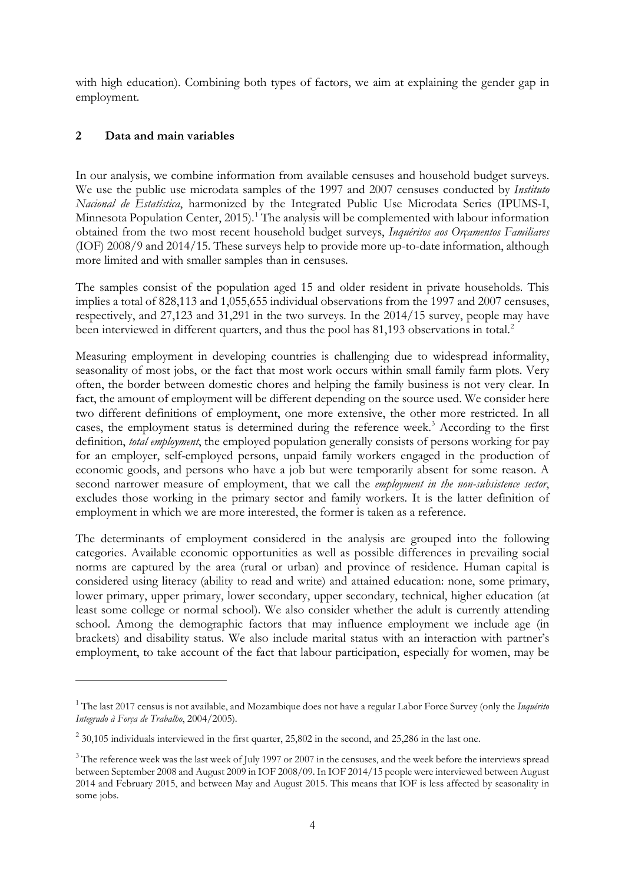with high education). Combining both types of factors, we aim at explaining the gender gap in employment.

## 2 Data and main variables

In our analysis, we combine information from available censuses and household budget surveys. We use the public use microdata samples of the 1997 and 2007 censuses conducted by *Instituto Nacional de Estatística*, harmonized by the Integrated Public Use Microdata Series (IPUMS-I, Minnesota Population Center, 2015).[1] The analysis will be complemented with labour information obtained from the two most recent household budget surveys, *Inquéritos aos Orçamentos Familiares* (IOF) 2008/9 and 2014/15. These surveys help to provide more up-to-date information, although more limited and with smaller samples than in censuses.

The samples consist of the population aged 15 and older resident in private households. This implies a total of 828,113 and 1,055,655 individual observations from the 1997 and 2007 censuses, respectively, and 27,123 and 31,291 in the two surveys. In the 2014/15 survey, people may have been interviewed in different quarters, and thus the pool has 81,193 observations in total.[2]

Measuring employment in developing countries is challenging due to widespread informality, seasonality of most jobs, or the fact that most work occurs within small family farm plots. Very often, the border between domestic chores and helping the family business is not very clear. In fact, the amount of employment will be different depending on the source used. We consider here two different definitions of employment, one more extensive, the other more restricted. In all cases, the employment status is determined during the reference week.[3] According to the first definition, *total employment*, the employed population generally consists of persons working for pay for an employer, self-employed persons, unpaid family workers engaged in the production of economic goods, and persons who have a job but were temporarily absent for some reason. A second narrower measure of employment, that we call the *employment in the non-subsistence sector*, excludes those working in the primary sector and family workers. It is the latter definition of employment in which we are more interested, the former is taken as a reference.

The determinants of employment considered in the analysis are grouped into the following categories. Available economic opportunities as well as possible differences in prevailing social norms are captured by the area (rural or urban) and province of residence. Human capital is considered using literacy (ability to read and write) and attained education: none, some primary, lower primary, upper primary, lower secondary, upper secondary, technical, higher education (at least some college or normal school). We also consider whether the adult is currently attending school. Among the demographic factors that may influence employment we include age (in brackets) and disability status. We also include marital status with an interaction with partner's employment, to take account of the fact that labour participation, especially for women, may be

---

[1] The last 2017 census is not available, and Mozambique does not have a regular Labor Force Survey (only the *Inquérito Integrado à Força de Trabalho*, 2004/2005).

[2] 30,105 individuals interviewed in the first quarter, 25,802 in the second, and 25,286 in the last one.

[3] The reference week was the last week of July 1997 or 2007 in the censuses, and the week before the interviews spread between September 2008 and August 2009 in IOF 2008/09. In IOF 2014/15 people were interviewed between August 2014 and February 2015, and between May and August 2015. This means that IOF is less affected by seasonality in some jobs.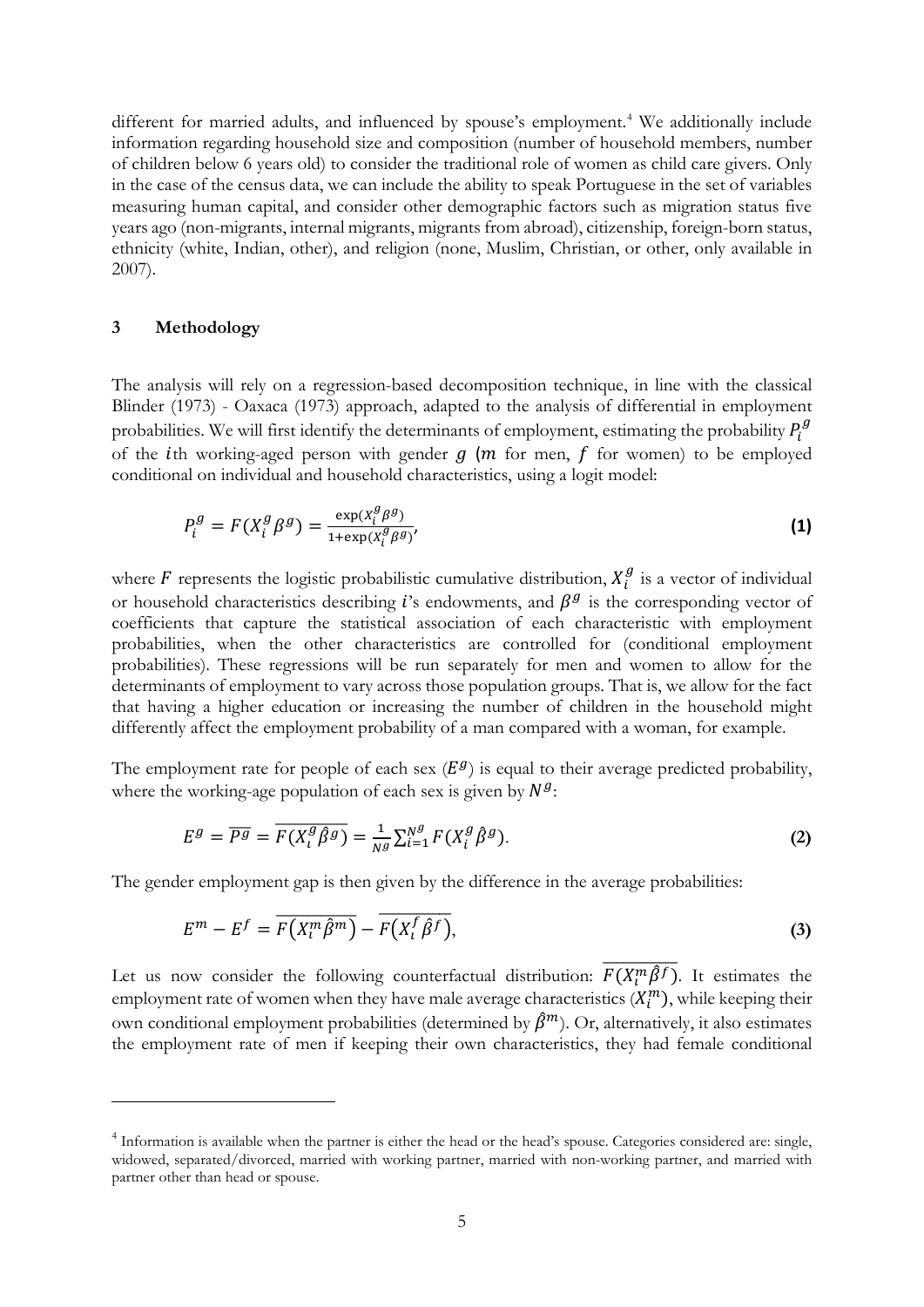different for married adults, and influenced by spouse's employment.[4] We additionally include information regarding household size and composition (number of household members, number of children below 6 years old) to consider the traditional role of women as child care givers. Only in the case of the census data, we can include the ability to speak Portuguese in the set of variables measuring human capital, and consider other demographic factors such as migration status five years ago (non-migrants, internal migrants, migrants from abroad), citizenship, foreign-born status, ethnicity (white, Indian, other), and religion (none, Muslim, Christian, or other, only available in 2007).

## 3 Methodology

The analysis will rely on a regression-based decomposition technique, in line with the classical Blinder (1973) - Oaxaca (1973) approach, adapted to the analysis of differential in employment probabilities. We will first identify the determinants of employment, estimating the probability $P_i^g$ of the $i$th working-aged person with gender $g$ ($m$ for men, $f$ for women) to be employed conditional on individual and household characteristics, using a logit model:

$$P_i^g = F(X_i^g \beta^g) = \frac{\exp(X_i^g \beta^g)}{1+\exp(X_i^g \beta^g)}, \quad \textbf{(1)}$$

where $F$ represents the logistic probabilistic cumulative distribution, $X_i^g$ is a vector of individual or household characteristics describing $i$'s endowments, and $\beta^g$ is the corresponding vector of coefficients that capture the statistical association of each characteristic with employment probabilities, when the other characteristics are controlled for (conditional employment probabilities). These regressions will be run separately for men and women to allow for the determinants of employment to vary across those population groups. That is, we allow for the fact that having a higher education or increasing the number of children in the household might differently affect the employment probability of a man compared with a woman, for example.

The employment rate for people of each sex ($E^g$) is equal to their average predicted probability, where the working-age population of each sex is given by $N^g$:

$$E^g = \overline{P^g} = \overline{F(X_i^g \hat{\beta}^g)} = \frac{1}{N^g}\sum_{i=1}^{N^g} F(X_i^g \hat{\beta}^g). \quad \textbf{(2)}$$

The gender employment gap is then given by the difference in the average probabilities:

$$E^m - E^f = \overline{F(X_i^m \hat{\beta}^m)} - \overline{F(X_i^f \hat{\beta}^f)}, \quad \textbf{(3)}$$

Let us now consider the following counterfactual distribution: $\overline{F(X_i^m \hat{\beta}^f)}$. It estimates the employment rate of women when they have male average characteristics ($X_i^m$), while keeping their own conditional employment probabilities (determined by $\hat{\beta}^m$). Or, alternatively, it also estimates the employment rate of men if keeping their own characteristics, they had female conditional

---

[4] Information is available when the partner is either the head or the head's spouse. Categories considered are: single, widowed, separated/divorced, married with working partner, married with non-working partner, and married with partner other than head or spouse.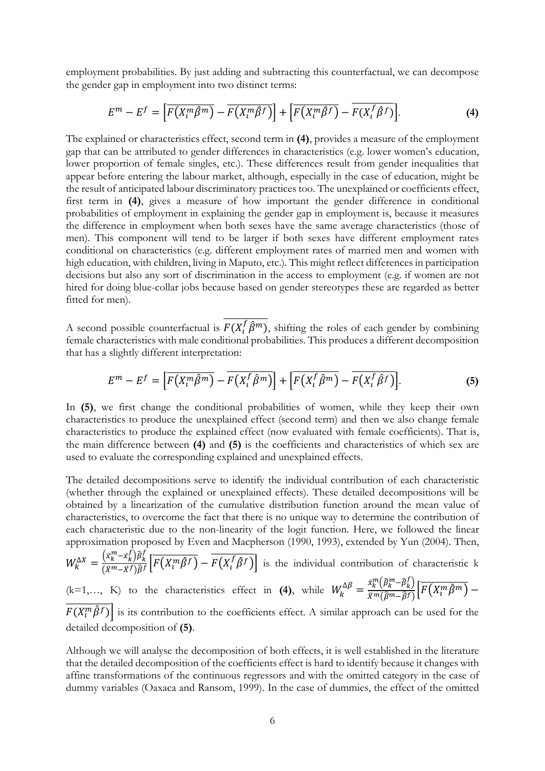employment probabilities. By just adding and subtracting this counterfactual, we can decompose the gender gap in employment into two distinct terms:

$$E^m - E^f = \left[\overline{F(X_i^m\hat{\beta}^m)} - \overline{F(X_i^m\hat{\beta}^f)}\right] + \left[\overline{F(X_i^m\hat{\beta}^f)} - \overline{F(X_i^f\hat{\beta}^f)}\right]. \quad \textbf{(4)}$$

The explained or characteristics effect, second term in **(4)**, provides a measure of the employment gap that can be attributed to gender differences in characteristics (e.g. lower women's education, lower proportion of female singles, etc.). These differences result from gender inequalities that appear before entering the labour market, although, especially in the case of education, might be the result of anticipated labour discriminatory practices too. The unexplained or coefficients effect, first term in **(4)**, gives a measure of how important the gender difference in conditional probabilities of employment in explaining the gender gap in employment is, because it measures the difference in employment when both sexes have the same average characteristics (those of men). This component will tend to be larger if both sexes have different employment rates conditional on characteristics (e.g. different employment rates of married men and women with high education, with children, living in Maputo, etc.). This might reflect differences in participation decisions but also any sort of discrimination in the access to employment (e.g. if women are not hired for doing blue-collar jobs because based on gender stereotypes these are regarded as better fitted for men).

A second possible counterfactual is $\overline{F(X_i^f\hat{\beta}^m)}$, shifting the roles of each gender by combining female characteristics with male conditional probabilities. This produces a different decomposition that has a slightly different interpretation:

$$E^m - E^f = \left[\overline{F(X_i^m\hat{\beta}^m)} - \overline{F(X_i^f\hat{\beta}^m)}\right] + \left[\overline{F(X_i^f\hat{\beta}^m)} - \overline{F(X_i^f\hat{\beta}^f)}\right]. \quad \textbf{(5)}$$

In **(5)**, we first change the conditional probabilities of women, while they keep their own characteristics to produce the unexplained effect (second term) and then we also change female characteristics to produce the explained effect (now evaluated with female coefficients). That is, the main difference between **(4)** and **(5)** is the coefficients and characteristics of which sex are used to evaluate the corresponding explained and unexplained effects.

The detailed decompositions serve to identify the individual contribution of each characteristic (whether through the explained or unexplained effects). These detailed decompositions will be obtained by a linearization of the cumulative distribution function around the mean value of characteristics, to overcome the fact that there is no unique way to determine the contribution of each characteristic due to the non-linearity of the logit function. Here, we followed the linear approximation proposed by Even and Macpherson (1990, 1993), extended by Yun (2004). Then, $W_k^{\Delta X} = \frac{(\bar{x}_k^m - \bar{x}_k^f)\hat{\beta}_k^f}{(\bar{X}^m - \bar{X}^f)\hat{\beta}^f}\left[\overline{F(X_i^m\hat{\beta}^f)} - \overline{F(X_i^f\hat{\beta}^f)}\right]$ is the individual contribution of characteristic k (k=1,…, K) to the characteristics effect in **(4)**, while $W_k^{\Delta\beta} = \frac{\bar{x}_k^m(\hat{\beta}_k^m - \hat{\beta}_k^f)}{\bar{X}^m(\hat{\beta}^m - \hat{\beta}^f)}\left[\overline{F(X_i^m\hat{\beta}^m)} - \overline{F(X_i^m\hat{\beta}^f)}\right]$ is its contribution to the coefficients effect. A similar approach can be used for the detailed decomposition of **(5)**.

Although we will analyse the decomposition of both effects, it is well established in the literature that the detailed decomposition of the coefficients effect is hard to identify because it changes with affine transformations of the continuous regressors and with the omitted category in the case of dummy variables (Oaxaca and Ransom, 1999). In the case of dummies, the effect of the omitted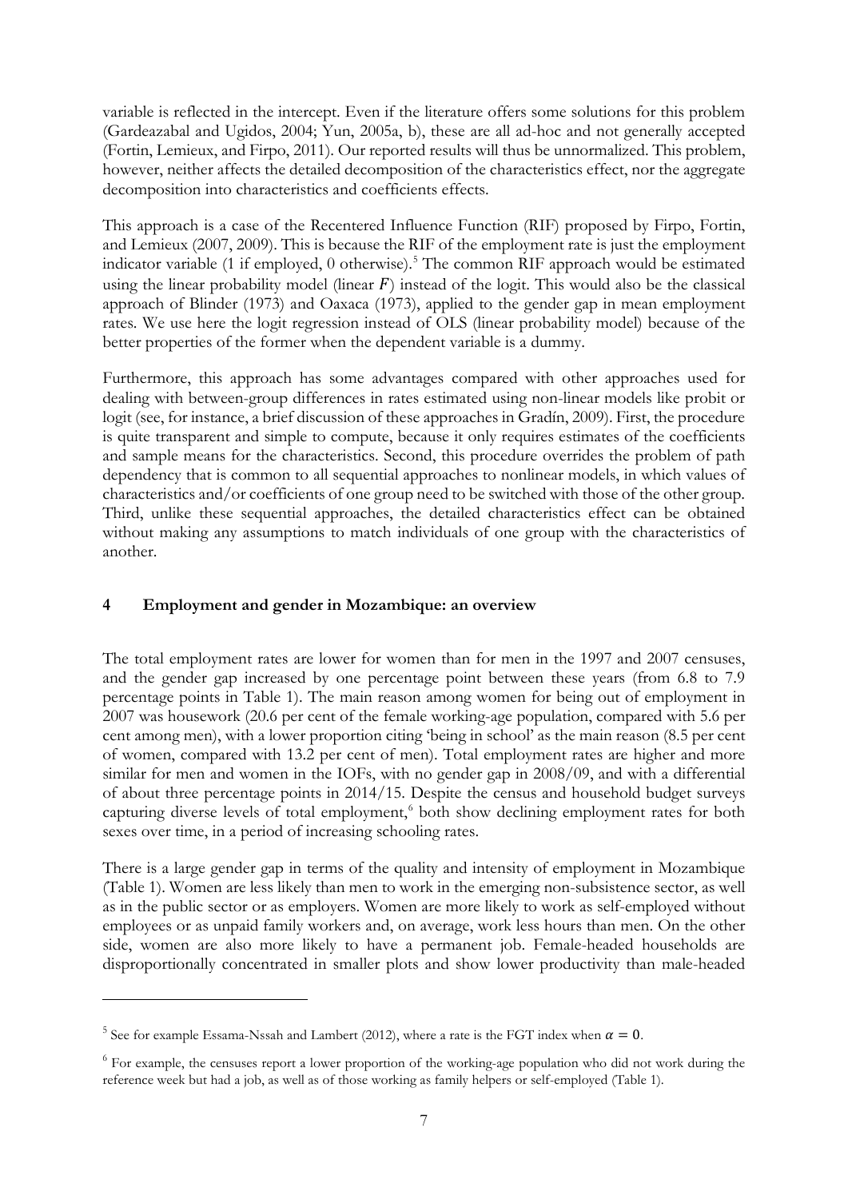variable is reflected in the intercept. Even if the literature offers some solutions for this problem (Gardeazabal and Ugidos, 2004; Yun, 2005a, b), these are all ad-hoc and not generally accepted (Fortin, Lemieux, and Firpo, 2011). Our reported results will thus be unnormalized. This problem, however, neither affects the detailed decomposition of the characteristics effect, nor the aggregate decomposition into characteristics and coefficients effects.

This approach is a case of the Recentered Influence Function (RIF) proposed by Firpo, Fortin, and Lemieux (2007, 2009). This is because the RIF of the employment rate is just the employment indicator variable (1 if employed, 0 otherwise).[5] The common RIF approach would be estimated using the linear probability model (linear $F$) instead of the logit. This would also be the classical approach of Blinder (1973) and Oaxaca (1973), applied to the gender gap in mean employment rates. We use here the logit regression instead of OLS (linear probability model) because of the better properties of the former when the dependent variable is a dummy.

Furthermore, this approach has some advantages compared with other approaches used for dealing with between-group differences in rates estimated using non-linear models like probit or logit (see, for instance, a brief discussion of these approaches in Gradín, 2009). First, the procedure is quite transparent and simple to compute, because it only requires estimates of the coefficients and sample means for the characteristics. Second, this procedure overrides the problem of path dependency that is common to all sequential approaches to nonlinear models, in which values of characteristics and/or coefficients of one group need to be switched with those of the other group. Third, unlike these sequential approaches, the detailed characteristics effect can be obtained without making any assumptions to match individuals of one group with the characteristics of another.

## 4 Employment and gender in Mozambique: an overview

The total employment rates are lower for women than for men in the 1997 and 2007 censuses, and the gender gap increased by one percentage point between these years (from 6.8 to 7.9 percentage points in Table 1). The main reason among women for being out of employment in 2007 was housework (20.6 per cent of the female working-age population, compared with 5.6 per cent among men), with a lower proportion citing 'being in school' as the main reason (8.5 per cent of women, compared with 13.2 per cent of men). Total employment rates are higher and more similar for men and women in the IOFs, with no gender gap in 2008/09, and with a differential of about three percentage points in 2014/15. Despite the census and household budget surveys capturing diverse levels of total employment,[6] both show declining employment rates for both sexes over time, in a period of increasing schooling rates.

There is a large gender gap in terms of the quality and intensity of employment in Mozambique (Table 1). Women are less likely than men to work in the emerging non-subsistence sector, as well as in the public sector or as employers. Women are more likely to work as self-employed without employees or as unpaid family workers and, on average, work less hours than men. On the other side, women are also more likely to have a permanent job. Female-headed households are disproportionally concentrated in smaller plots and show lower productivity than male-headed

---

[5] See for example Essama-Nssah and Lambert (2012), where a rate is the FGT index when $\alpha = 0$.

[6] For example, the censuses report a lower proportion of the working-age population who did not work during the reference week but had a job, as well as of those working as family helpers or self-employed (Table 1).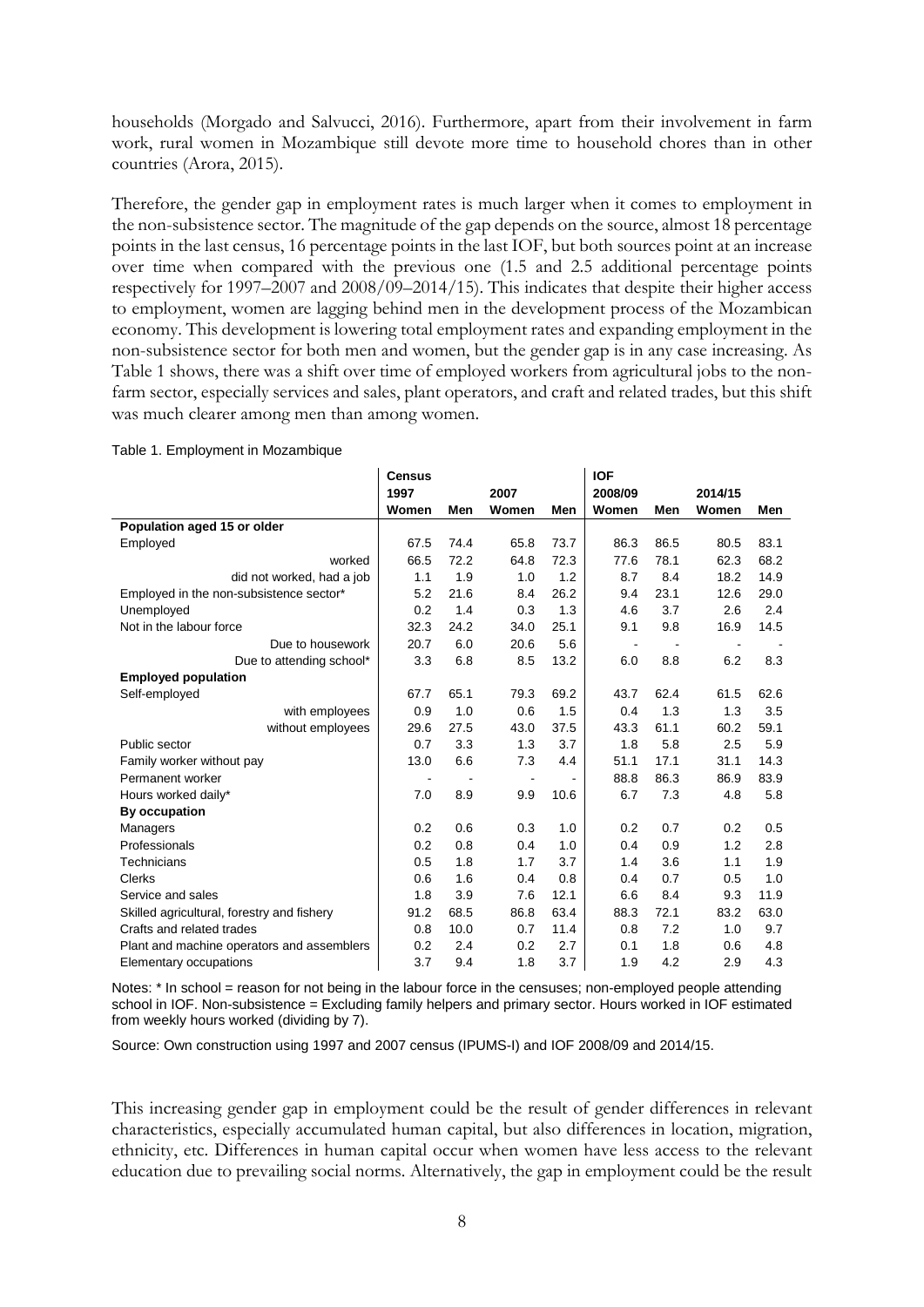households (Morgado and Salvucci, 2016). Furthermore, apart from their involvement in farm work, rural women in Mozambique still devote more time to household chores than in other countries (Arora, 2015).

Therefore, the gender gap in employment rates is much larger when it comes to employment in the non-subsistence sector. The magnitude of the gap depends on the source, almost 18 percentage points in the last census, 16 percentage points in the last IOF, but both sources point at an increase over time when compared with the previous one (1.5 and 2.5 additional percentage points respectively for 1997–2007 and 2008/09–2014/15). This indicates that despite their higher access to employment, women are lagging behind men in the development process of the Mozambican economy. This development is lowering total employment rates and expanding employment in the non-subsistence sector for both men and women, but the gender gap is in any case increasing. As Table 1 shows, there was a shift over time of employed workers from agricultural jobs to the non-farm sector, especially services and sales, plant operators, and craft and related trades, but this shift was much clearer among men than among women.

Table 1. Employment in Mozambique

| | Census | | | | IOF | | | |
|---|---|---|---|---|---|---|---|---|
| | 1997 | | 2007 | | 2008/09 | | 2014/15 | |
| | Women | Men | Women | Men | Women | Men | Women | Men |
| **Population aged 15 or older** | | | | | | | | |
| Employed | 67.5 | 74.4 | 65.8 | 73.7 | 86.3 | 86.5 | 80.5 | 83.1 |
| worked | 66.5 | 72.2 | 64.8 | 72.3 | 77.6 | 78.1 | 62.3 | 68.2 |
| did not worked, had a job | 1.1 | 1.9 | 1.0 | 1.2 | 8.7 | 8.4 | 18.2 | 14.9 |
| Employed in the non-subsistence sector* | 5.2 | 21.6 | 8.4 | 26.2 | 9.4 | 23.1 | 12.6 | 29.0 |
| Unemployed | 0.2 | 1.4 | 0.3 | 1.3 | 4.6 | 3.7 | 2.6 | 2.4 |
| Not in the labour force | 32.3 | 24.2 | 34.0 | 25.1 | 9.1 | 9.8 | 16.9 | 14.5 |
| Due to housework | 20.7 | 6.0 | 20.6 | 5.6 | - | - | - | - |
| Due to attending school* | 3.3 | 6.8 | 8.5 | 13.2 | 6.0 | 8.8 | 6.2 | 8.3 |
| **Employed population** | | | | | | | | |
| Self-employed | 67.7 | 65.1 | 79.3 | 69.2 | 43.7 | 62.4 | 61.5 | 62.6 |
| with employees | 0.9 | 1.0 | 0.6 | 1.5 | 0.4 | 1.3 | 1.3 | 3.5 |
| without employees | 29.6 | 27.5 | 43.0 | 37.5 | 43.3 | 61.1 | 60.2 | 59.1 |
| Public sector | 0.7 | 3.3 | 1.3 | 3.7 | 1.8 | 5.8 | 2.5 | 5.9 |
| Family worker without pay | 13.0 | 6.6 | 7.3 | 4.4 | 51.1 | 17.1 | 31.1 | 14.3 |
| Permanent worker | - | - | - | - | 88.8 | 86.3 | 86.9 | 83.9 |
| Hours worked daily* | 7.0 | 8.9 | 9.9 | 10.6 | 6.7 | 7.3 | 4.8 | 5.8 |
| **By occupation** | | | | | | | | |
| Managers | 0.2 | 0.6 | 0.3 | 1.0 | 0.2 | 0.7 | 0.2 | 0.5 |
| Professionals | 0.2 | 0.8 | 0.4 | 1.0 | 0.4 | 0.9 | 1.2 | 2.8 |
| Technicians | 0.5 | 1.8 | 1.7 | 3.7 | 1.4 | 3.6 | 1.1 | 1.9 |
| Clerks | 0.6 | 1.6 | 0.4 | 0.8 | 0.4 | 0.7 | 0.5 | 1.0 |
| Service and sales | 1.8 | 3.9 | 7.6 | 12.1 | 6.6 | 8.4 | 9.3 | 11.9 |
| Skilled agricultural, forestry and fishery | 91.2 | 68.5 | 86.8 | 63.4 | 88.3 | 72.1 | 83.2 | 63.0 |
| Crafts and related trades | 0.8 | 10.0 | 0.7 | 11.4 | 0.8 | 7.2 | 1.0 | 9.7 |
| Plant and machine operators and assemblers | 0.2 | 2.4 | 0.2 | 2.7 | 0.1 | 1.8 | 0.6 | 4.8 |
| Elementary occupations | 3.7 | 9.4 | 1.8 | 3.7 | 1.9 | 4.2 | 2.9 | 4.3 |

Notes: * In school = reason for not being in the labour force in the censuses; non-employed people attending school in IOF. Non-subsistence = Excluding family helpers and primary sector. Hours worked in IOF estimated from weekly hours worked (dividing by 7).

Source: Own construction using 1997 and 2007 census (IPUMS-I) and IOF 2008/09 and 2014/15.

This increasing gender gap in employment could be the result of gender differences in relevant characteristics, especially accumulated human capital, but also differences in location, migration, ethnicity, etc. Differences in human capital occur when women have less access to the relevant education due to prevailing social norms. Alternatively, the gap in employment could be the result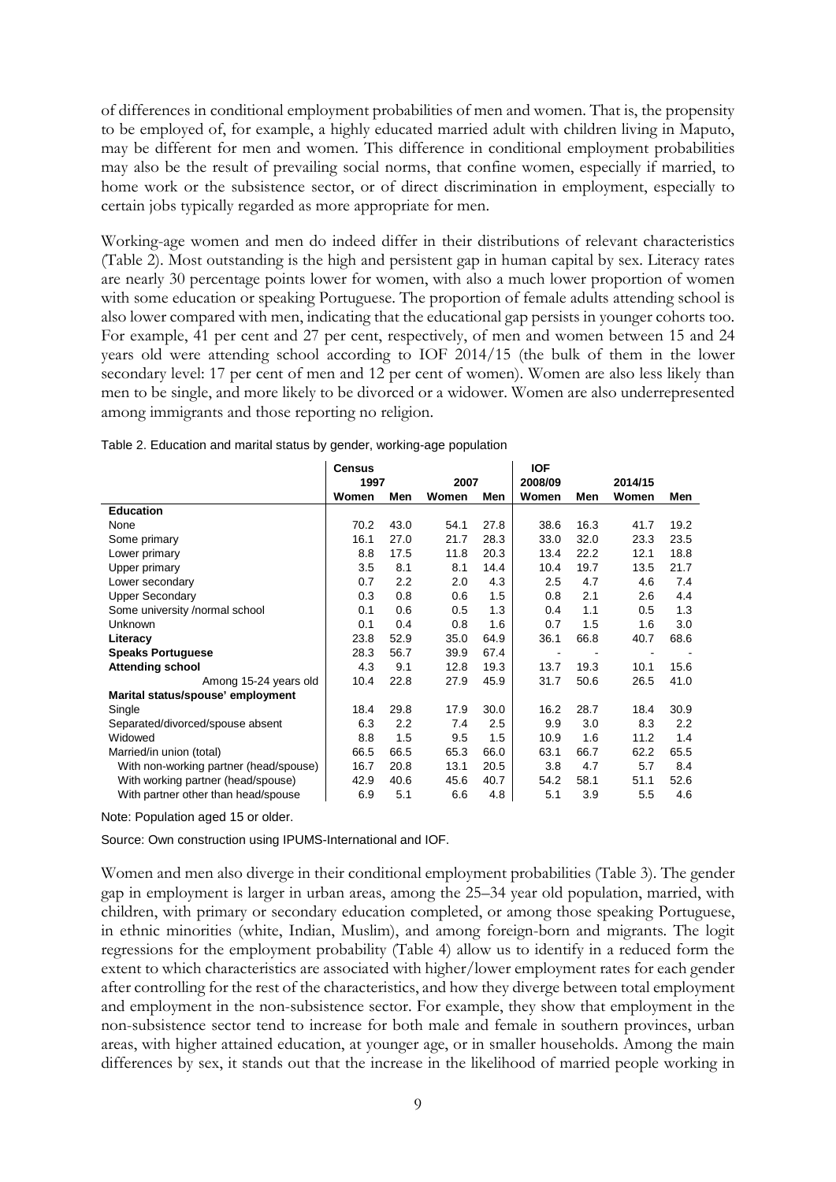of differences in conditional employment probabilities of men and women. That is, the propensity to be employed of, for example, a highly educated married adult with children living in Maputo, may be different for men and women. This difference in conditional employment probabilities may also be the result of prevailing social norms, that confine women, especially if married, to home work or the subsistence sector, or of direct discrimination in employment, especially to certain jobs typically regarded as more appropriate for men.

Working-age women and men do indeed differ in their distributions of relevant characteristics (Table 2). Most outstanding is the high and persistent gap in human capital by sex. Literacy rates are nearly 30 percentage points lower for women, with also a much lower proportion of women with some education or speaking Portuguese. The proportion of female adults attending school is also lower compared with men, indicating that the educational gap persists in younger cohorts too. For example, 41 per cent and 27 per cent, respectively, of men and women between 15 and 24 years old were attending school according to IOF 2014/15 (the bulk of them in the lower secondary level: 17 per cent of men and 12 per cent of women). Women are also less likely than men to be single, and more likely to be divorced or a widower. Women are also underrepresented among immigrants and those reporting no religion.

Table 2. Education and marital status by gender, working-age population

| | Census | | | | IOF | | | |
|---|---|---|---|---|---|---|---|---|
| | 1997 | | 2007 | | 2008/09 | | 2014/15 | |
| | Women | Men | Women | Men | Women | Men | Women | Men |
| **Education** | | | | | | | | |
| None | 70.2 | 43.0 | 54.1 | 27.8 | 38.6 | 16.3 | 41.7 | 19.2 |
| Some primary | 16.1 | 27.0 | 21.7 | 28.3 | 33.0 | 32.0 | 23.3 | 23.5 |
| Lower primary | 8.8 | 17.5 | 11.8 | 20.3 | 13.4 | 22.2 | 12.1 | 18.8 |
| Upper primary | 3.5 | 8.1 | 8.1 | 14.4 | 10.4 | 19.7 | 13.5 | 21.7 |
| Lower secondary | 0.7 | 2.2 | 2.0 | 4.3 | 2.5 | 4.7 | 4.6 | 7.4 |
| Upper Secondary | 0.3 | 0.8 | 0.6 | 1.5 | 0.8 | 2.1 | 2.6 | 4.4 |
| Some university /normal school | 0.1 | 0.6 | 0.5 | 1.3 | 0.4 | 1.1 | 0.5 | 1.3 |
| Unknown | 0.1 | 0.4 | 0.8 | 1.6 | 0.7 | 1.5 | 1.6 | 3.0 |
| **Literacy** | 23.8 | 52.9 | 35.0 | 64.9 | 36.1 | 66.8 | 40.7 | 68.6 |
| **Speaks Portuguese** | 28.3 | 56.7 | 39.9 | 67.4 | - | - | - | - |
| **Attending school** | 4.3 | 9.1 | 12.8 | 19.3 | 13.7 | 19.3 | 10.1 | 15.6 |
| Among 15-24 years old | 10.4 | 22.8 | 27.9 | 45.9 | 31.7 | 50.6 | 26.5 | 41.0 |
| **Marital status/spouse' employment** | | | | | | | | |
| Single | 18.4 | 29.8 | 17.9 | 30.0 | 16.2 | 28.7 | 18.4 | 30.9 |
| Separated/divorced/spouse absent | 6.3 | 2.2 | 7.4 | 2.5 | 9.9 | 3.0 | 8.3 | 2.2 |
| Widowed | 8.8 | 1.5 | 9.5 | 1.5 | 10.9 | 1.6 | 11.2 | 1.4 |
| Married/in union (total) | 66.5 | 66.5 | 65.3 | 66.0 | 63.1 | 66.7 | 62.2 | 65.5 |
| With non-working partner (head/spouse) | 16.7 | 20.8 | 13.1 | 20.5 | 3.8 | 4.7 | 5.7 | 8.4 |
| With working partner (head/spouse) | 42.9 | 40.6 | 45.6 | 40.7 | 54.2 | 58.1 | 51.1 | 52.6 |
| With partner other than head/spouse | 6.9 | 5.1 | 6.6 | 4.8 | 5.1 | 3.9 | 5.5 | 4.6 |

Note: Population aged 15 or older.

Source: Own construction using IPUMS-International and IOF.

Women and men also diverge in their conditional employment probabilities (Table 3). The gender gap in employment is larger in urban areas, among the 25–34 year old population, married, with children, with primary or secondary education completed, or among those speaking Portuguese, in ethnic minorities (white, Indian, Muslim), and among foreign-born and migrants. The logit regressions for the employment probability (Table 4) allow us to identify in a reduced form the extent to which characteristics are associated with higher/lower employment rates for each gender after controlling for the rest of the characteristics, and how they diverge between total employment and employment in the non-subsistence sector. For example, they show that employment in the non-subsistence sector tend to increase for both male and female in southern provinces, urban areas, with higher attained education, at younger age, or in smaller households. Among the main differences by sex, it stands out that the increase in the likelihood of married people working in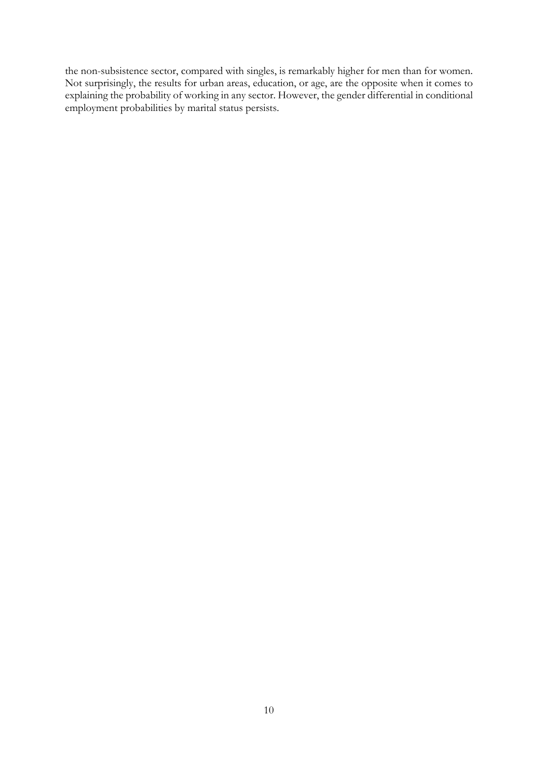the non-subsistence sector, compared with singles, is remarkably higher for men than for women. Not surprisingly, the results for urban areas, education, or age, are the opposite when it comes to explaining the probability of working in any sector. However, the gender differential in conditional employment probabilities by marital status persists.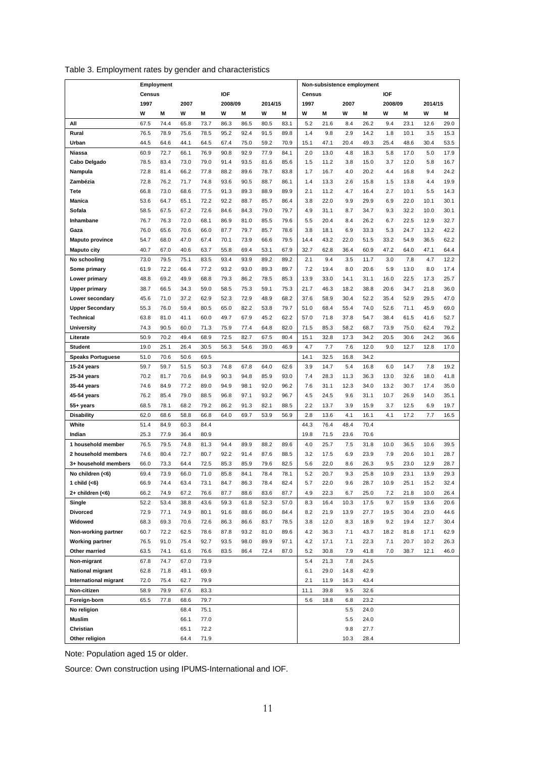Table 3. Employment rates by gender and characteristics

| | Employment | | | | | | | | Non-subsistence employment | | | | | | | |
|---|---|---|---|---|---|---|---|---|---|---|---|---|---|---|---|---|
| | Census | | | | IOF | | | | Census | | | | IOF | | | |
| | 1997 | | 2007 | | 2008/09 | | 2014/15 | | 1997 | | 2007 | | 2008/09 | | 2014/15 | |
| | W | M | W | M | W | M | W | M | W | M | W | M | W | M | W | M |
| **All** | 67.5 | 74.4 | 65.8 | 73.7 | 86.3 | 86.5 | 80.5 | 83.1 | 5.2 | 21.6 | 8.4 | 26.2 | 9.4 | 23.1 | 12.6 | 29.0 |
| **Rural** | 76.5 | 78.9 | 75.6 | 78.5 | 95.2 | 92.4 | 91.5 | 89.8 | 1.4 | 9.8 | 2.9 | 14.2 | 1.8 | 10.1 | 3.5 | 15.3 |
| **Urban** | 44.5 | 64.6 | 44.1 | 64.5 | 67.4 | 75.0 | 59.2 | 70.9 | 15.1 | 47.1 | 20.4 | 49.3 | 25.4 | 48.6 | 30.4 | 53.5 |
| **Niassa** | 60.9 | 72.7 | 66.1 | 76.9 | 90.8 | 92.9 | 77.9 | 84.1 | 2.0 | 13.0 | 4.8 | 18.3 | 5.8 | 17.0 | 5.0 | 17.9 |
| **Cabo Delgado** | 78.5 | 83.4 | 73.0 | 79.0 | 91.4 | 93.5 | 81.6 | 85.6 | 1.5 | 11.2 | 3.8 | 15.0 | 3.7 | 12.0 | 5.8 | 16.7 |
| **Nampula** | 72.8 | 81.4 | 66.2 | 77.8 | 88.2 | 89.6 | 78.7 | 83.8 | 1.7 | 16.7 | 4.0 | 20.2 | 4.4 | 16.8 | 9.4 | 24.2 |
| **Zambézia** | 72.8 | 76.2 | 71.7 | 74.8 | 93.6 | 90.5 | 88.7 | 86.1 | 1.4 | 13.3 | 2.6 | 15.8 | 1.5 | 13.8 | 4.4 | 19.9 |
| **Tete** | 66.8 | 73.0 | 68.6 | 77.5 | 91.3 | 89.3 | 88.9 | 89.9 | 2.1 | 11.2 | 4.7 | 16.4 | 2.7 | 10.1 | 5.5 | 14.3 |
| **Manica** | 53.6 | 64.7 | 65.1 | 72.2 | 92.2 | 88.7 | 85.7 | 86.4 | 3.8 | 22.0 | 9.9 | 29.9 | 6.9 | 22.0 | 10.1 | 30.1 |
| **Sofala** | 58.5 | 67.5 | 67.2 | 72.6 | 84.6 | 84.3 | 79.0 | 79.7 | 4.9 | 31.1 | 8.7 | 34.7 | 9.3 | 32.2 | 10.0 | 30.1 |
| **Inhambane** | 76.7 | 76.3 | 72.0 | 68.1 | 86.9 | 81.0 | 85.5 | 79.6 | 5.5 | 20.4 | 8.4 | 26.2 | 6.7 | 22.5 | 12.9 | 32.7 |
| **Gaza** | 76.0 | 65.6 | 70.6 | 66.0 | 87.7 | 79.7 | 85.7 | 78.6 | 3.8 | 18.1 | 6.9 | 33.3 | 5.3 | 24.7 | 13.2 | 42.2 |
| **Maputo province** | 54.7 | 68.0 | 47.0 | 67.4 | 70.1 | 73.9 | 66.6 | 79.5 | 14.4 | 43.2 | 22.0 | 51.5 | 33.2 | 54.9 | 36.5 | 62.2 |
| **Maputo city** | 40.7 | 67.0 | 40.6 | 63.7 | 55.8 | 69.4 | 53.1 | 67.9 | 32.7 | 62.8 | 36.4 | 60.9 | 47.2 | 64.0 | 47.1 | 64.4 |
| **No schooling** | 73.0 | 79.5 | 75.1 | 83.5 | 93.4 | 93.9 | 89.2 | 89.2 | 2.1 | 9.4 | 3.5 | 11.7 | 3.0 | 7.8 | 4.7 | 12.2 |
| **Some primary** | 61.9 | 72.2 | 66.4 | 77.2 | 93.2 | 93.0 | 89.3 | 89.7 | 7.2 | 19.4 | 8.0 | 20.6 | 5.9 | 13.0 | 8.0 | 17.4 |
| **Lower primary** | 48.8 | 69.2 | 49.9 | 68.8 | 79.3 | 86.2 | 78.5 | 85.3 | 13.9 | 33.0 | 14.1 | 31.1 | 16.0 | 22.5 | 17.3 | 25.7 |
| **Upper primary** | 38.7 | 66.5 | 34.3 | 59.0 | 58.5 | 75.3 | 59.1 | 75.3 | 21.7 | 46.3 | 18.2 | 38.8 | 20.6 | 34.7 | 21.8 | 36.0 |
| **Lower secondary** | 45.6 | 71.0 | 37.2 | 62.9 | 52.3 | 72.9 | 48.9 | 68.2 | 37.6 | 58.9 | 30.4 | 52.2 | 35.4 | 52.9 | 29.5 | 47.0 |
| **Upper Secondary** | 55.3 | 76.0 | 59.4 | 80.5 | 65.0 | 82.2 | 53.8 | 79.7 | 51.0 | 68.4 | 55.4 | 74.0 | 52.6 | 71.1 | 45.9 | 69.0 |
| **Technical** | 63.8 | 81.0 | 41.1 | 60.0 | 49.7 | 67.9 | 45.2 | 62.2 | 57.0 | 71.8 | 37.8 | 54.7 | 38.4 | 61.5 | 41.6 | 52.7 |
| **University** | 74.3 | 90.5 | 60.0 | 71.3 | 75.9 | 77.4 | 64.8 | 82.0 | 71.5 | 85.3 | 58.2 | 68.7 | 73.9 | 75.0 | 62.4 | 79.2 |
| **Literate** | 50.9 | 70.2 | 49.4 | 68.9 | 72.5 | 82.7 | 67.5 | 80.4 | 15.1 | 32.8 | 17.3 | 34.2 | 20.5 | 30.6 | 24.2 | 36.6 |
| **Student** | 19.0 | 25.1 | 26.4 | 30.5 | 56.3 | 54.6 | 39.0 | 46.9 | 4.7 | 7.7 | 7.6 | 12.0 | 9.0 | 12.7 | 12.8 | 17.0 |
| **Speaks Portuguese** | 51.0 | 70.6 | 50.6 | 69.5 | | | | | 14.1 | 32.5 | 16.8 | 34.2 | | | | |
| **15-24 years** | 59.7 | 59.7 | 51.5 | 50.3 | 74.8 | 67.8 | 64.0 | 62.6 | 3.9 | 14.7 | 5.4 | 16.8 | 6.0 | 14.7 | 7.8 | 19.2 |
| **25-34 years** | 70.2 | 81.7 | 70.6 | 84.9 | 90.3 | 94.8 | 85.9 | 93.0 | 7.4 | 28.3 | 11.3 | 36.3 | 13.0 | 32.6 | 18.0 | 41.8 |
| **35-44 years** | 74.6 | 84.9 | 77.2 | 89.0 | 94.9 | 98.1 | 92.0 | 96.2 | 7.6 | 31.1 | 12.3 | 34.0 | 13.2 | 30.7 | 17.4 | 35.0 |
| **45-54 years** | 76.2 | 85.4 | 79.0 | 88.5 | 96.8 | 97.1 | 93.2 | 96.7 | 4.5 | 24.5 | 9.6 | 31.1 | 10.7 | 26.9 | 14.0 | 35.1 |
| **55+ years** | 68.5 | 78.1 | 68.2 | 79.2 | 86.2 | 91.3 | 82.1 | 88.5 | 2.2 | 13.7 | 3.9 | 15.9 | 3.7 | 12.5 | 6.9 | 19.7 |
| **Disability** | 62.0 | 68.6 | 58.8 | 66.8 | 64.0 | 69.7 | 53.9 | 56.9 | 2.8 | 13.6 | 4.1 | 16.1 | 4.1 | 17.2 | 7.7 | 16.5 |
| **White** | 51.4 | 84.9 | 60.3 | 84.4 | | | | | 44.3 | 76.4 | 48.4 | 70.4 | | | | |
| **Indian** | 25.3 | 77.9 | 36.4 | 80.9 | | | | | 19.8 | 71.5 | 23.6 | 70.6 | | | | |
| **1 household member** | 76.5 | 79.5 | 74.8 | 81.3 | 94.4 | 89.9 | 88.2 | 89.6 | 4.0 | 25.7 | 7.5 | 31.8 | 10.0 | 36.5 | 10.6 | 39.5 |
| **2 household members** | 74.6 | 80.4 | 72.7 | 80.7 | 92.2 | 91.4 | 87.6 | 88.5 | 3.2 | 17.5 | 6.9 | 23.9 | 7.9 | 20.6 | 10.1 | 28.7 |
| **3+ household members** | 66.0 | 73.3 | 64.4 | 72.5 | 85.3 | 85.9 | 79.6 | 82.5 | 5.6 | 22.0 | 8.6 | 26.3 | 9.5 | 23.0 | 12.9 | 28.7 |
| **No children (<6)** | 69.4 | 73.9 | 66.0 | 71.0 | 85.8 | 84.1 | 78.4 | 78.1 | 5.2 | 20.7 | 9.3 | 25.8 | 10.9 | 23.1 | 13.9 | 29.3 |
| **1 child (<6)** | 66.9 | 74.4 | 63.4 | 73.1 | 84.7 | 86.3 | 78.4 | 82.4 | 5.7 | 22.0 | 9.6 | 28.7 | 10.9 | 25.1 | 15.2 | 32.4 |
| **2+ children (<6)** | 66.2 | 74.9 | 67.2 | 76.6 | 87.7 | 88.6 | 83.6 | 87.7 | 4.9 | 22.3 | 6.7 | 25.0 | 7.2 | 21.8 | 10.0 | 26.4 |
| **Single** | 52.2 | 53.4 | 38.8 | 43.6 | 59.3 | 61.8 | 52.3 | 57.0 | 8.3 | 16.4 | 10.3 | 17.5 | 9.7 | 15.9 | 13.6 | 20.6 |
| **Divorced** | 72.9 | 77.1 | 74.9 | 80.1 | 91.6 | 88.6 | 86.0 | 84.4 | 8.2 | 21.9 | 13.9 | 27.7 | 19.5 | 30.4 | 23.0 | 44.6 |
| **Widowed** | 68.3 | 69.3 | 70.6 | 72.6 | 86.3 | 86.6 | 83.7 | 78.5 | 3.8 | 12.0 | 8.3 | 18.9 | 9.2 | 19.4 | 12.7 | 30.4 |
| **Non-working partner** | 60.7 | 72.2 | 62.5 | 78.6 | 87.8 | 93.2 | 81.0 | 89.6 | 4.2 | 36.3 | 7.1 | 43.7 | 18.2 | 81.8 | 17.1 | 62.9 |
| **Working partner** | 76.5 | 91.0 | 75.4 | 92.7 | 93.5 | 98.0 | 89.9 | 97.1 | 4.2 | 17.1 | 7.1 | 22.3 | 7.1 | 20.7 | 10.2 | 26.3 |
| **Other married** | 63.5 | 74.1 | 61.6 | 76.6 | 83.5 | 86.4 | 72.4 | 87.0 | 5.2 | 30.8 | 7.9 | 41.8 | 7.0 | 38.7 | 12.1 | 46.0 |
| **Non-migrant** | 67.8 | 74.7 | 67.0 | 73.9 | | | | | 5.4 | 21.3 | 7.8 | 24.5 | | | | |
| **National migrant** | 62.8 | 71.8 | 49.1 | 69.9 | | | | | 6.1 | 29.0 | 14.8 | 42.9 | | | | |
| **International migrant** | 72.0 | 75.4 | 62.7 | 79.9 | | | | | 2.1 | 11.9 | 16.3 | 43.4 | | | | |
| **Non-citizen** | 58.9 | 79.9 | 67.6 | 83.3 | | | | | 11.1 | 39.8 | 9.5 | 32.6 | | | | |
| **Foreign-born** | 65.5 | 77.8 | 68.6 | 79.7 | | | | | 5.6 | 18.8 | 6.8 | 23.2 | | | | |
| **No religion** | | | 68.4 | 75.1 | | | | | | | 5.5 | 24.0 | | | | |
| **Muslim** | | | 66.1 | 77.0 | | | | | | | 5.5 | 24.0 | | | | |
| **Christian** | | | 65.1 | 72.2 | | | | | | | 9.8 | 27.7 | | | | |
| **Other religion** | | | 64.4 | 71.9 | | | | | | | 10.3 | 28.4 | | | | |

Note: Population aged 15 or older.

Source: Own construction using IPUMS-International and IOF.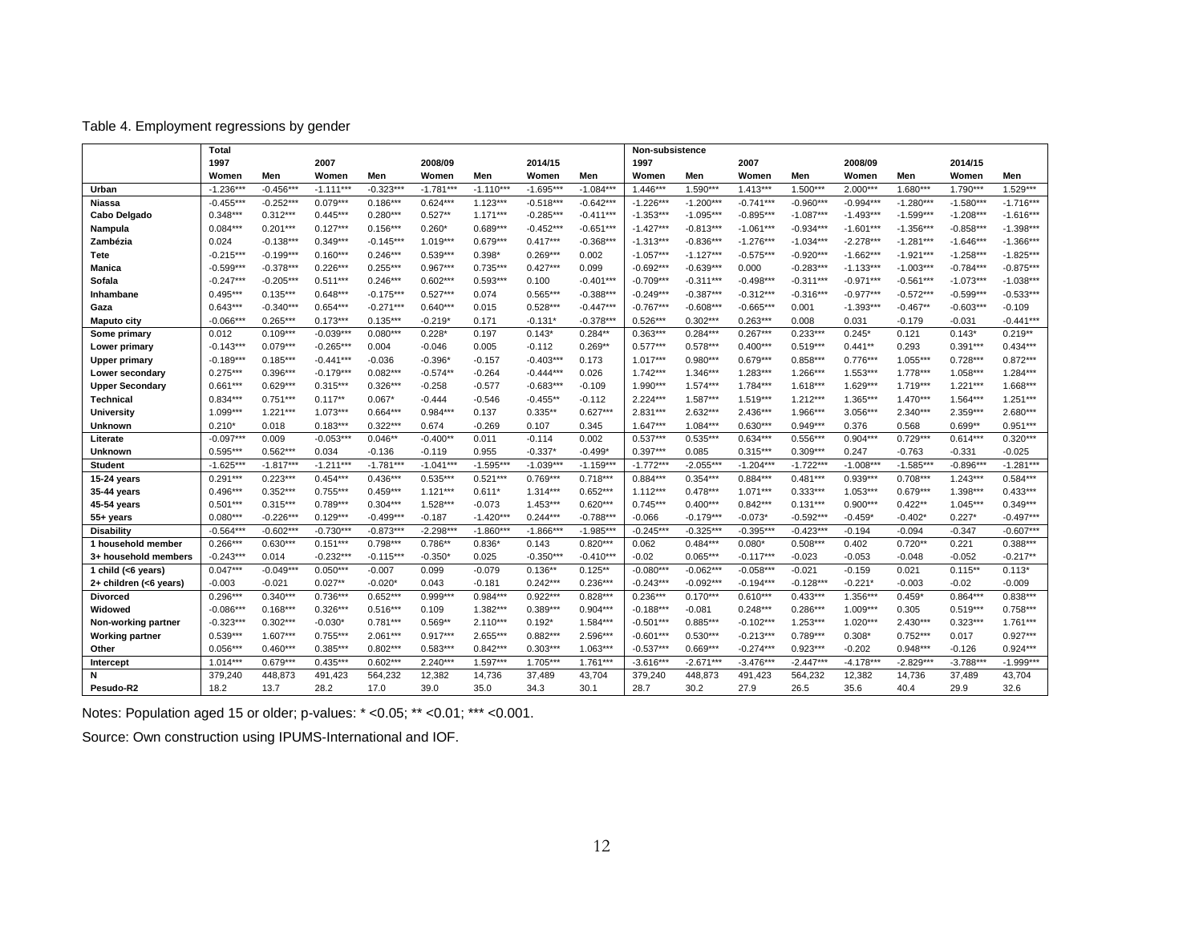Table 4. Employment regressions by gender

| | Total | | | | | | | | Non-subsistence | | | | | | | |
|---|---|---|---|---|---|---|---|---|---|---|---|---|---|---|---|---|
| | 1997 | | 2007 | | 2008/09 | | 2014/15 | | 1997 | | 2007 | | 2008/09 | | 2014/15 | |
| | Women | Men | Women | Men | Women | Men | Women | Men | Women | Men | Women | Men | Women | Men | Women | Men |
| **Urban** | -1.236*** | -0.456*** | -1.111*** | -0.323*** | -1.781*** | -1.110*** | -1.695*** | -1.084*** | 1.446*** | 1.590*** | 1.413*** | 1.500*** | 2.000*** | 1.680*** | 1.790*** | 1.529*** |
| **Niassa** | -0.455*** | -0.252*** | 0.079*** | 0.186*** | 0.624*** | 1.123*** | -0.518*** | -0.642*** | -1.226*** | -1.200*** | -0.741*** | -0.960*** | -0.994*** | -1.280*** | -1.580*** | -1.716*** |
| **Cabo Delgado** | 0.348*** | 0.312*** | 0.445*** | 0.280*** | 0.527** | 1.171*** | -0.285*** | -0.411*** | -1.353*** | -1.095*** | -0.895*** | -1.087*** | -1.493*** | -1.599*** | -1.208*** | -1.616*** |
| **Nampula** | 0.084*** | 0.201*** | 0.127*** | 0.156*** | 0.260* | 0.689*** | -0.452*** | -0.651*** | -1.427*** | -0.813*** | -1.061*** | -0.934*** | -1.601*** | -1.356*** | -0.858*** | -1.398*** |
| **Zambézia** | 0.024 | -0.138*** | 0.349*** | -0.145*** | 1.019*** | 0.679*** | 0.417*** | -0.368*** | -1.313*** | -0.836*** | -1.276*** | -1.034*** | -2.278*** | -1.281*** | -1.646*** | -1.366*** |
| **Tete** | -0.215*** | -0.199*** | 0.160*** | 0.246*** | 0.539*** | 0.398* | 0.269*** | 0.002 | -1.057*** | -1.127*** | -0.575*** | -0.920*** | -1.662*** | -1.921*** | -1.258*** | -1.825*** |
| **Manica** | -0.599*** | -0.378*** | 0.226*** | 0.255*** | 0.967*** | 0.735*** | 0.427*** | 0.099 | -0.692*** | -0.639*** | 0.000 | -0.283*** | -1.133*** | -1.003*** | -0.784*** | -0.875*** |
| **Sofala** | -0.247*** | -0.205*** | 0.511*** | 0.246*** | 0.602*** | 0.593*** | 0.100 | -0.401*** | -0.709*** | -0.311*** | -0.498*** | -0.311*** | -0.971*** | -0.561*** | -1.073*** | -1.038*** |
| **Inhambane** | 0.495*** | 0.135*** | 0.648*** | -0.175*** | 0.527*** | 0.074 | 0.565*** | -0.388*** | -0.249*** | -0.387*** | -0.312*** | -0.316*** | -0.977*** | -0.572*** | -0.599*** | -0.533*** |
| **Gaza** | 0.643*** | -0.340*** | 0.654*** | -0.271*** | 0.640*** | 0.015 | 0.528*** | -0.447*** | -0.767*** | -0.608*** | -0.665*** | 0.001 | -1.393*** | -0.467** | -0.603*** | -0.109 |
| **Maputo city** | -0.066*** | 0.265*** | 0.173*** | 0.135*** | -0.219* | 0.171 | -0.131* | -0.378*** | 0.526*** | 0.302*** | 0.263*** | 0.008 | 0.031 | -0.179 | -0.031 | -0.441*** |
| **Some primary** | 0.012 | 0.109*** | -0.039*** | 0.080*** | 0.228* | 0.197 | 0.143* | 0.284** | 0.363*** | 0.284*** | 0.267*** | 0.233*** | 0.245* | 0.121 | 0.143* | 0.219** |
| **Lower primary** | -0.143*** | 0.079*** | -0.265*** | 0.004 | -0.046 | 0.005 | -0.112 | 0.269** | 0.577*** | 0.578*** | 0.400*** | 0.519*** | 0.441** | 0.293 | 0.391*** | 0.434*** |
| **Upper primary** | -0.189*** | 0.185*** | -0.441*** | -0.036 | -0.396* | -0.157 | -0.403*** | 0.173 | 1.017*** | 0.980*** | 0.679*** | 0.858*** | 0.776*** | 1.055*** | 0.728*** | 0.872*** |
| **Lower secondary** | 0.275*** | 0.396*** | -0.179*** | 0.082*** | -0.574** | -0.264 | -0.444*** | 0.026 | 1.742*** | 1.346*** | 1.283*** | 1.266*** | 1.553*** | 1.778*** | 1.058*** | 1.284*** |
| **Upper Secondary** | 0.661*** | 0.629*** | 0.315*** | 0.326*** | -0.258 | -0.577 | -0.683*** | -0.109 | 1.990*** | 1.574*** | 1.784*** | 1.618*** | 1.629*** | 1.719*** | 1.221*** | 1.668*** |
| **Technical** | 0.834*** | 0.751*** | 0.117** | 0.067* | -0.444 | -0.546 | -0.455** | -0.112 | 2.224*** | 1.587*** | 1.519*** | 1.212*** | 1.365*** | 1.470*** | 1.564*** | 1.251*** |
| **University** | 1.099*** | 1.221*** | 1.073*** | 0.664*** | 0.984*** | 0.137 | 0.335** | 0.627*** | 2.831*** | 2.632*** | 2.436*** | 1.966*** | 3.056*** | 2.340*** | 2.359*** | 2.680*** |
| **Unknown** | 0.210* | 0.018 | 0.183*** | 0.322*** | 0.674 | -0.269 | 0.107 | 0.345 | 1.647*** | 1.084*** | 0.630*** | 0.949*** | 0.376 | 0.568 | 0.699** | 0.951*** |
| **Literate** | -0.097*** | 0.009 | -0.053*** | 0.046** | -0.400** | 0.011 | -0.114 | 0.002 | 0.537*** | 0.535*** | 0.634*** | 0.556*** | 0.904*** | 0.729*** | 0.614*** | 0.320*** |
| **Unknown** | 0.595*** | 0.562*** | 0.034 | -0.136 | -0.119 | 0.955 | -0.337* | -0.499* | 0.397*** | 0.085 | 0.315*** | 0.309*** | 0.247 | -0.763 | -0.331 | -0.025 |
| **Student** | -1.625*** | -1.817*** | -1.211*** | -1.781*** | -1.041*** | -1.595*** | -1.039*** | -1.159*** | -1.772*** | -2.055*** | -1.204*** | -1.722*** | -1.008*** | -1.585*** | -0.896*** | -1.281*** |
| **15-24 years** | 0.291*** | 0.223*** | 0.454*** | 0.436*** | 0.535*** | 0.521*** | 0.769*** | 0.718*** | 0.884*** | 0.354*** | 0.884*** | 0.481*** | 0.939*** | 0.708*** | 1.243*** | 0.584*** |
| **35-44 years** | 0.496*** | 0.352*** | 0.755*** | 0.459*** | 1.121*** | 0.611* | 1.314*** | 0.652*** | 1.112*** | 0.478*** | 1.071*** | 0.333*** | 1.053*** | 0.679*** | 1.398*** | 0.433*** |
| **45-54 years** | 0.501*** | 0.315*** | 0.789*** | 0.304*** | 1.528*** | -0.073 | 1.453*** | 0.620*** | 0.745*** | 0.400*** | 0.842*** | 0.131*** | 0.900*** | 0.422** | 1.045*** | 0.349*** |
| **55+ years** | 0.080*** | -0.226*** | 0.129*** | -0.499*** | -0.187 | -1.420*** | 0.244*** | -0.788*** | -0.066 | -0.179*** | -0.073* | -0.592*** | -0.459* | -0.402* | 0.227* | -0.497*** |
| **Disability** | -0.564*** | -0.602*** | -0.730*** | -0.873*** | -2.298*** | -1.860*** | -1.866*** | -1.985*** | -0.245*** | -0.325*** | -0.395*** | -0.423*** | -0.194 | -0.094 | -0.347 | -0.607*** |
| **1 household member** | 0.266*** | 0.630*** | 0.151*** | 0.798*** | 0.786** | 0.836* | 0.143 | 0.820*** | 0.062 | 0.484*** | 0.080* | 0.508*** | 0.402 | 0.720** | 0.221 | 0.388*** |
| **3+ household members** | -0.243*** | 0.014 | -0.232*** | -0.115*** | -0.350* | 0.025 | -0.350*** | -0.410*** | -0.02 | 0.065*** | -0.117*** | -0.023 | -0.053 | -0.048 | -0.052 | -0.217** |
| **1 child (<6 years)** | 0.047*** | -0.049*** | 0.050*** | -0.007 | 0.099 | -0.079 | 0.136** | 0.125** | -0.080*** | -0.062*** | -0.058*** | -0.021 | -0.159 | 0.021 | 0.115** | 0.113* |
| **2+ children (<6 years)** | -0.003 | -0.021 | 0.027** | -0.020* | 0.043 | -0.181 | 0.242*** | 0.236*** | -0.243*** | -0.092*** | -0.194*** | -0.128*** | -0.221* | -0.003 | -0.02 | -0.009 |
| **Divorced** | 0.296*** | 0.340*** | 0.736*** | 0.652*** | 0.999*** | 0.984*** | 0.922*** | 0.828*** | 0.236*** | 0.170*** | 0.610*** | 0.433*** | 1.356*** | 0.459* | 0.864*** | 0.838*** |
| **Widowed** | -0.086*** | 0.168*** | 0.326*** | 0.516*** | 0.109 | 1.382*** | 0.389*** | 0.904*** | -0.188*** | -0.081 | 0.248*** | 0.286*** | 1.009*** | 0.305 | 0.519*** | 0.758*** |
| **Non-working partner** | -0.323*** | 0.302*** | -0.030* | 0.781*** | 0.569** | 2.110*** | 0.192* | 1.584*** | -0.501*** | 0.885*** | -0.102*** | 1.253*** | 1.020*** | 2.430*** | 0.323*** | 1.761*** |
| **Working partner** | 0.539*** | 1.607*** | 0.755*** | 2.061*** | 0.917*** | 2.655*** | 0.882*** | 2.596*** | -0.601*** | 0.530*** | -0.213*** | 0.789*** | 0.308* | 0.752*** | 0.017 | 0.927*** |
| **Other** | 0.056*** | 0.460*** | 0.385*** | 0.802*** | 0.583*** | 0.842*** | 0.303*** | 1.063*** | -0.537*** | 0.669*** | -0.274*** | 0.923*** | -0.202 | 0.948*** | -0.126 | 0.924*** |
| **Intercept** | 1.014*** | 0.679*** | 0.435*** | 0.602*** | 2.240*** | 1.597*** | 1.705*** | 1.761*** | -3.616*** | -2.671*** | -3.476*** | -2.447*** | -4.178*** | -2.829*** | -3.788*** | -1.999*** |
| **N** | 379,240 | 448,873 | 491,423 | 564,232 | 12,382 | 14,736 | 37,489 | 43,704 | 379,240 | 448,873 | 491,423 | 564,232 | 12,382 | 14,736 | 37,489 | 43,704 |
| **Pesudo-R2** | 18.2 | 13.7 | 28.2 | 17.0 | 39.0 | 35.0 | 34.3 | 30.1 | 28.7 | 30.2 | 27.9 | 26.5 | 35.6 | 40.4 | 29.9 | 32.6 |

Notes: Population aged 15 or older; p-values: * <0.05; ** <0.01; *** <0.001.

Source: Own construction using IPUMS-International and IOF.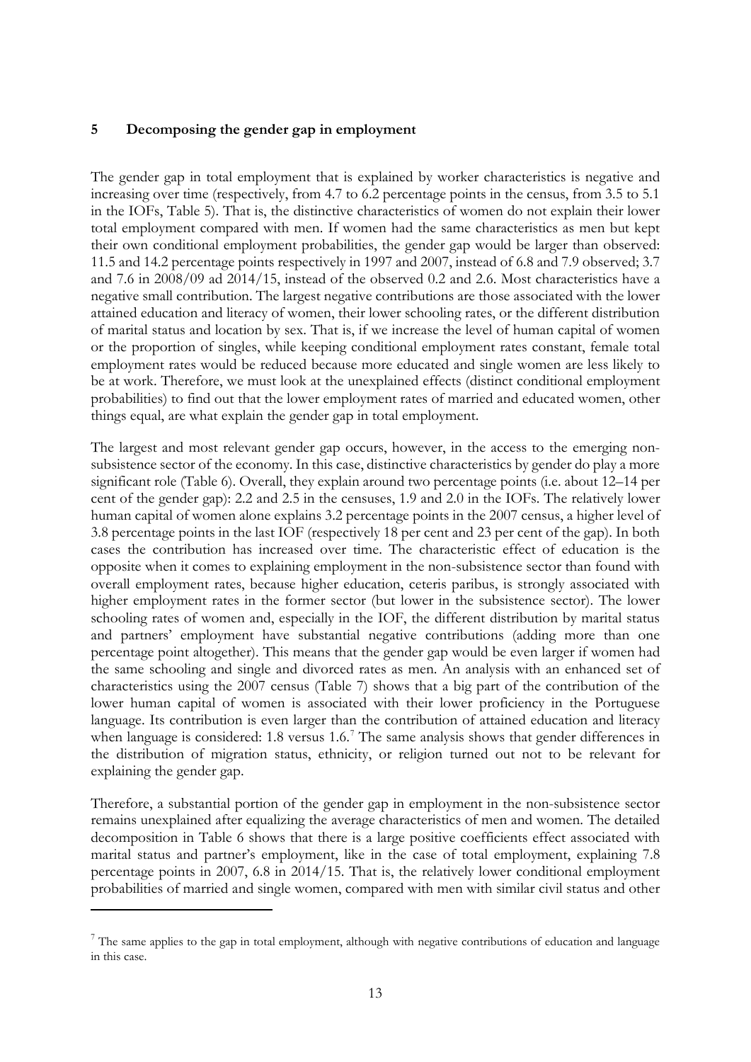## 5 Decomposing the gender gap in employment

The gender gap in total employment that is explained by worker characteristics is negative and increasing over time (respectively, from 4.7 to 6.2 percentage points in the census, from 3.5 to 5.1 in the IOFs, Table 5). That is, the distinctive characteristics of women do not explain their lower total employment compared with men. If women had the same characteristics as men but kept their own conditional employment probabilities, the gender gap would be larger than observed: 11.5 and 14.2 percentage points respectively in 1997 and 2007, instead of 6.8 and 7.9 observed; 3.7 and 7.6 in 2008/09 ad 2014/15, instead of the observed 0.2 and 2.6. Most characteristics have a negative small contribution. The largest negative contributions are those associated with the lower attained education and literacy of women, their lower schooling rates, or the different distribution of marital status and location by sex. That is, if we increase the level of human capital of women or the proportion of singles, while keeping conditional employment rates constant, female total employment rates would be reduced because more educated and single women are less likely to be at work. Therefore, we must look at the unexplained effects (distinct conditional employment probabilities) to find out that the lower employment rates of married and educated women, other things equal, are what explain the gender gap in total employment.

The largest and most relevant gender gap occurs, however, in the access to the emerging non-subsistence sector of the economy. In this case, distinctive characteristics by gender do play a more significant role (Table 6). Overall, they explain around two percentage points (i.e. about 12–14 per cent of the gender gap): 2.2 and 2.5 in the censuses, 1.9 and 2.0 in the IOFs. The relatively lower human capital of women alone explains 3.2 percentage points in the 2007 census, a higher level of 3.8 percentage points in the last IOF (respectively 18 per cent and 23 per cent of the gap). In both cases the contribution has increased over time. The characteristic effect of education is the opposite when it comes to explaining employment in the non-subsistence sector than found with overall employment rates, because higher education, ceteris paribus, is strongly associated with higher employment rates in the former sector (but lower in the subsistence sector). The lower schooling rates of women and, especially in the IOF, the different distribution by marital status and partners' employment have substantial negative contributions (adding more than one percentage point altogether). This means that the gender gap would be even larger if women had the same schooling and single and divorced rates as men. An analysis with an enhanced set of characteristics using the 2007 census (Table 7) shows that a big part of the contribution of the lower human capital of women is associated with their lower proficiency in the Portuguese language. Its contribution is even larger than the contribution of attained education and literacy when language is considered: 1.8 versus 1.6.[7] The same analysis shows that gender differences in the distribution of migration status, ethnicity, or religion turned out not to be relevant for explaining the gender gap.

Therefore, a substantial portion of the gender gap in employment in the non-subsistence sector remains unexplained after equalizing the average characteristics of men and women. The detailed decomposition in Table 6 shows that there is a large positive coefficients effect associated with marital status and partner's employment, like in the case of total employment, explaining 7.8 percentage points in 2007, 6.8 in 2014/15. That is, the relatively lower conditional employment probabilities of married and single women, compared with men with similar civil status and other

[7] The same applies to the gap in total employment, although with negative contributions of education and language in this case.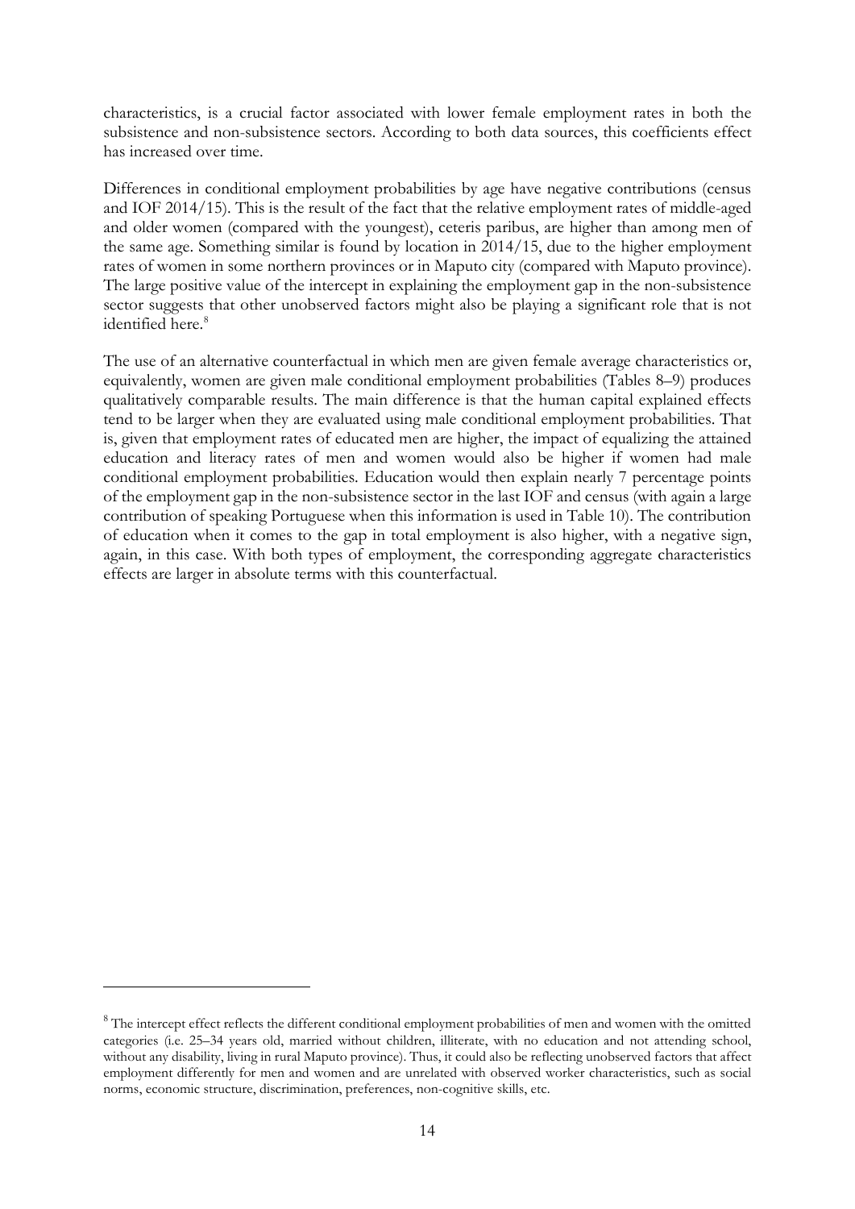characteristics, is a crucial factor associated with lower female employment rates in both the subsistence and non-subsistence sectors. According to both data sources, this coefficients effect has increased over time.

Differences in conditional employment probabilities by age have negative contributions (census and IOF 2014/15). This is the result of the fact that the relative employment rates of middle-aged and older women (compared with the youngest), ceteris paribus, are higher than among men of the same age. Something similar is found by location in 2014/15, due to the higher employment rates of women in some northern provinces or in Maputo city (compared with Maputo province). The large positive value of the intercept in explaining the employment gap in the non-subsistence sector suggests that other unobserved factors might also be playing a significant role that is not identified here.[8]

The use of an alternative counterfactual in which men are given female average characteristics or, equivalently, women are given male conditional employment probabilities (Tables 8–9) produces qualitatively comparable results. The main difference is that the human capital explained effects tend to be larger when they are evaluated using male conditional employment probabilities. That is, given that employment rates of educated men are higher, the impact of equalizing the attained education and literacy rates of men and women would also be higher if women had male conditional employment probabilities. Education would then explain nearly 7 percentage points of the employment gap in the non-subsistence sector in the last IOF and census (with again a large contribution of speaking Portuguese when this information is used in Table 10). The contribution of education when it comes to the gap in total employment is also higher, with a negative sign, again, in this case. With both types of employment, the corresponding aggregate characteristics effects are larger in absolute terms with this counterfactual.

---

[8] The intercept effect reflects the different conditional employment probabilities of men and women with the omitted categories (i.e. 25–34 years old, married without children, illiterate, with no education and not attending school, without any disability, living in rural Maputo province). Thus, it could also be reflecting unobserved factors that affect employment differently for men and women and are unrelated with observed worker characteristics, such as social norms, economic structure, discrimination, preferences, non-cognitive skills, etc.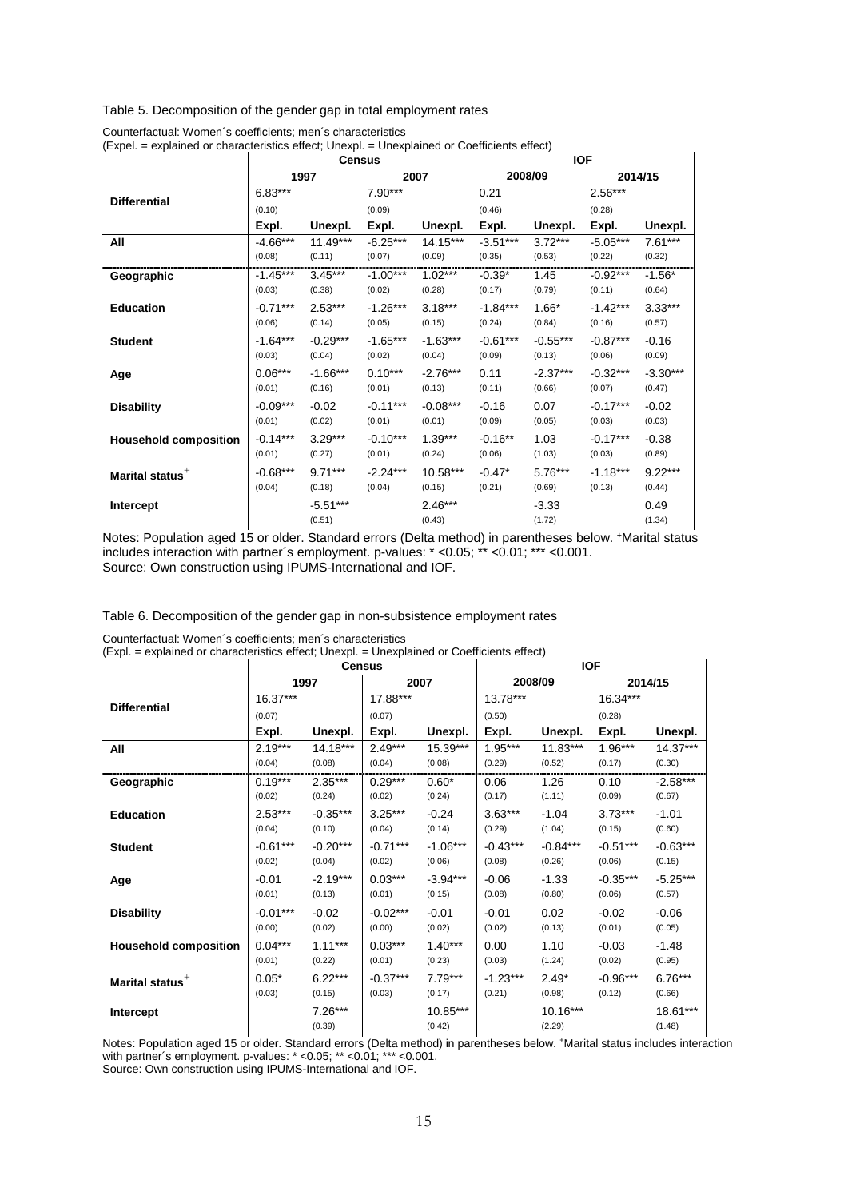Table 5. Decomposition of the gender gap in total employment rates

Counterfactual: Women´s coefficients; men´s characteristics
(Expel. = explained or characteristics effect; Unexpl. = Unexplained or Coefficients effect)

| | Census | | | | IOF | | | |
|---|---|---|---|---|---|---|---|---|
| | 1997 | | 2007 | | 2008/09 | | 2014/15 | |
| **Differential** | 6.83*** (0.10) | | 7.90*** (0.09) | | 0.21 (0.46) | | 2.56*** (0.28) | |
| | **Expl.** | **Unexpl.** | **Expl.** | **Unexpl.** | **Expl.** | **Unexpl.** | **Expl.** | **Unexpl.** |
| **All** | -4.66*** (0.08) | 11.49*** (0.11) | -6.25*** (0.07) | 14.15*** (0.09) | -3.51*** (0.35) | 3.72*** (0.53) | -5.05*** (0.22) | 7.61*** (0.32) |
| **Geographic** | -1.45*** (0.03) | 3.45*** (0.38) | -1.00*** (0.02) | 1.02*** (0.28) | -0.39* (0.17) | 1.45 (0.79) | -0.92*** (0.11) | -1.56* (0.64) |
| **Education** | -0.71*** (0.06) | 2.53*** (0.14) | -1.26*** (0.05) | 3.18*** (0.15) | -1.84*** (0.24) | 1.66* (0.84) | -1.42*** (0.16) | 3.33*** (0.57) |
| **Student** | -1.64*** (0.03) | -0.29*** (0.04) | -1.65*** (0.02) | -1.63*** (0.04) | -0.61*** (0.09) | -0.55*** (0.13) | -0.87*** (0.06) | -0.16 (0.09) |
| **Age** | 0.06*** (0.01) | -1.66*** (0.16) | 0.10*** (0.01) | -2.76*** (0.13) | 0.11 (0.11) | -2.37*** (0.66) | -0.32*** (0.07) | -3.30*** (0.47) |
| **Disability** | -0.09*** (0.01) | -0.02 (0.02) | -0.11*** (0.01) | -0.08*** (0.01) | -0.16 (0.09) | 0.07 (0.05) | -0.17*** (0.03) | -0.02 (0.03) |
| **Household composition** | -0.14*** (0.01) | 3.29*** (0.27) | -0.10*** (0.01) | 1.39*** (0.24) | -0.16** (0.06) | 1.03 (1.03) | -0.17*** (0.03) | -0.38 (0.89) |
| **Marital status**⁺ | -0.68*** (0.04) | 9.71*** (0.18) | -2.24*** (0.04) | 10.58*** (0.15) | -0.47* (0.21) | 5.76*** (0.69) | -1.18*** (0.13) | 9.22*** (0.44) |
| **Intercept** | | -5.51*** (0.51) | | 2.46*** (0.43) | | -3.33 (1.72) | | 0.49 (1.34) |

Notes: Population aged 15 or older. Standard errors (Delta method) in parentheses below. ⁺Marital status includes interaction with partner´s employment. p-values: * <0.05; ** <0.01; *** <0.001.
Source: Own construction using IPUMS-International and IOF.

Table 6. Decomposition of the gender gap in non-subsistence employment rates

Counterfactual: Women´s coefficients; men´s characteristics
(Expl. = explained or characteristics effect; Unexpl. = Unexplained or Coefficients effect)

| | Census | | | | IOF | | | |
|---|---|---|---|---|---|---|---|---|
| | 1997 | | 2007 | | 2008/09 | | 2014/15 | |
| **Differential** | 16.37*** (0.07) | | 17.88*** (0.07) | | 13.78*** (0.50) | | 16.34*** (0.28) | |
| | **Expl.** | **Unexpl.** | **Expl.** | **Unexpl.** | **Expl.** | **Unexpl.** | **Expl.** | **Unexpl.** |
| **All** | 2.19*** (0.04) | 14.18*** (0.08) | 2.49*** (0.04) | 15.39*** (0.08) | 1.95*** (0.29) | 11.83*** (0.52) | 1.96*** (0.17) | 14.37*** (0.30) |
| **Geographic** | 0.19*** (0.02) | 2.35*** (0.24) | 0.29*** (0.02) | 0.60* (0.24) | 0.06 (0.17) | 1.26 (1.11) | 0.10 (0.09) | -2.58*** (0.67) |
| **Education** | 2.53*** (0.04) | -0.35*** (0.10) | 3.25*** (0.04) | -0.24 (0.14) | 3.63*** (0.29) | -1.04 (1.04) | 3.73*** (0.15) | -1.01 (0.60) |
| **Student** | -0.61*** (0.02) | -0.20*** (0.04) | -0.71*** (0.02) | -1.06*** (0.06) | -0.43*** (0.08) | -0.84*** (0.26) | -0.51*** (0.06) | -0.63*** (0.15) |
| **Age** | -0.01 (0.01) | -2.19*** (0.13) | 0.03*** (0.01) | -3.94*** (0.15) | -0.06 (0.08) | -1.33 (0.80) | -0.35*** (0.06) | -5.25*** (0.57) |
| **Disability** | -0.01*** (0.00) | -0.02 (0.02) | -0.02*** (0.00) | -0.01 (0.02) | -0.01 (0.02) | 0.02 (0.13) | -0.02 (0.01) | -0.06 (0.05) |
| **Household composition** | 0.04*** (0.01) | 1.11*** (0.22) | 0.03*** (0.01) | 1.40*** (0.23) | 0.00 (0.03) | 1.10 (1.24) | -0.03 (0.02) | -1.48 (0.95) |
| **Marital status**⁺ | 0.05* (0.03) | 6.22*** (0.15) | -0.37*** (0.03) | 7.79*** (0.17) | -1.23*** (0.21) | 2.49* (0.98) | -0.96*** (0.12) | 6.76*** (0.66) |
| **Intercept** | | 7.26*** (0.39) | | 10.85*** (0.42) | | 10.16*** (2.29) | | 18.61*** (1.48) |

Notes: Population aged 15 or older. Standard errors (Delta method) in parentheses below. ⁺Marital status includes interaction with partner´s employment. p-values: * <0.05; ** <0.01; *** <0.001.
Source: Own construction using IPUMS-International and IOF.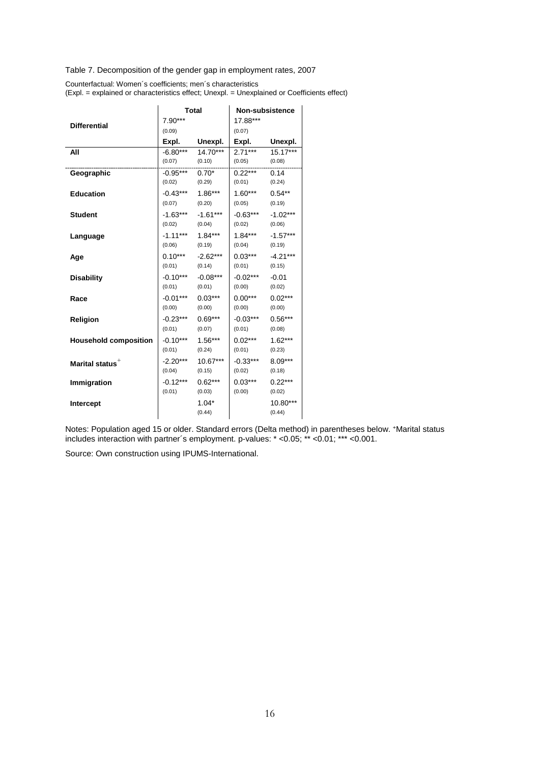Table 7. Decomposition of the gender gap in employment rates, 2007

Counterfactual: Women´s coefficients; men´s characteristics
(Expl. = explained or characteristics effect; Unexpl. = Unexplained or Coefficients effect)

| | Total | | Non-subsistence | |
|---|---|---|---|---|
| **Differential** | 7.90*** (0.09) | | 17.88*** (0.07) | |
| | **Expl.** | **Unexpl.** | **Expl.** | **Unexpl.** |
| **All** | -6.80*** (0.07) | 14.70*** (0.10) | 2.71*** (0.05) | 15.17*** (0.08) |
| **Geographic** | -0.95*** (0.02) | 0.70* (0.29) | 0.22*** (0.01) | 0.14 (0.24) |
| **Education** | -0.43*** (0.07) | 1.86*** (0.20) | 1.60*** (0.05) | 0.54** (0.19) |
| **Student** | -1.63*** (0.02) | -1.61*** (0.04) | -0.63*** (0.02) | -1.02*** (0.06) |
| **Language** | -1.11*** (0.06) | 1.84*** (0.19) | 1.84*** (0.04) | -1.57*** (0.19) |
| **Age** | 0.10*** (0.01) | -2.62*** (0.14) | 0.03*** (0.01) | -4.21*** (0.15) |
| **Disability** | -0.10*** (0.01) | -0.08*** (0.01) | -0.02*** (0.00) | -0.01 (0.02) |
| **Race** | -0.01*** (0.00) | 0.03*** (0.00) | 0.00*** (0.00) | 0.02*** (0.00) |
| **Religion** | -0.23*** (0.01) | 0.69*** (0.07) | -0.03*** (0.01) | 0.56*** (0.08) |
| **Household composition** | -0.10*** (0.01) | 1.56*** (0.24) | 0.02*** (0.01) | 1.62*** (0.23) |
| **Marital status**$^{+}$ | -2.20*** (0.04) | 10.67*** (0.15) | -0.33*** (0.02) | 8.09*** (0.18) |
| **Immigration** | -0.12*** (0.01) | 0.62*** (0.03) | 0.03*** (0.00) | 0.22*** (0.02) |
| **Intercept** | | 1.04* (0.44) | | 10.80*** (0.44) |

Notes: Population aged 15 or older. Standard errors (Delta method) in parentheses below. $^{+}$Marital status includes interaction with partner´s employment. p-values: * <0.05; ** <0.01; *** <0.001.

Source: Own construction using IPUMS-International.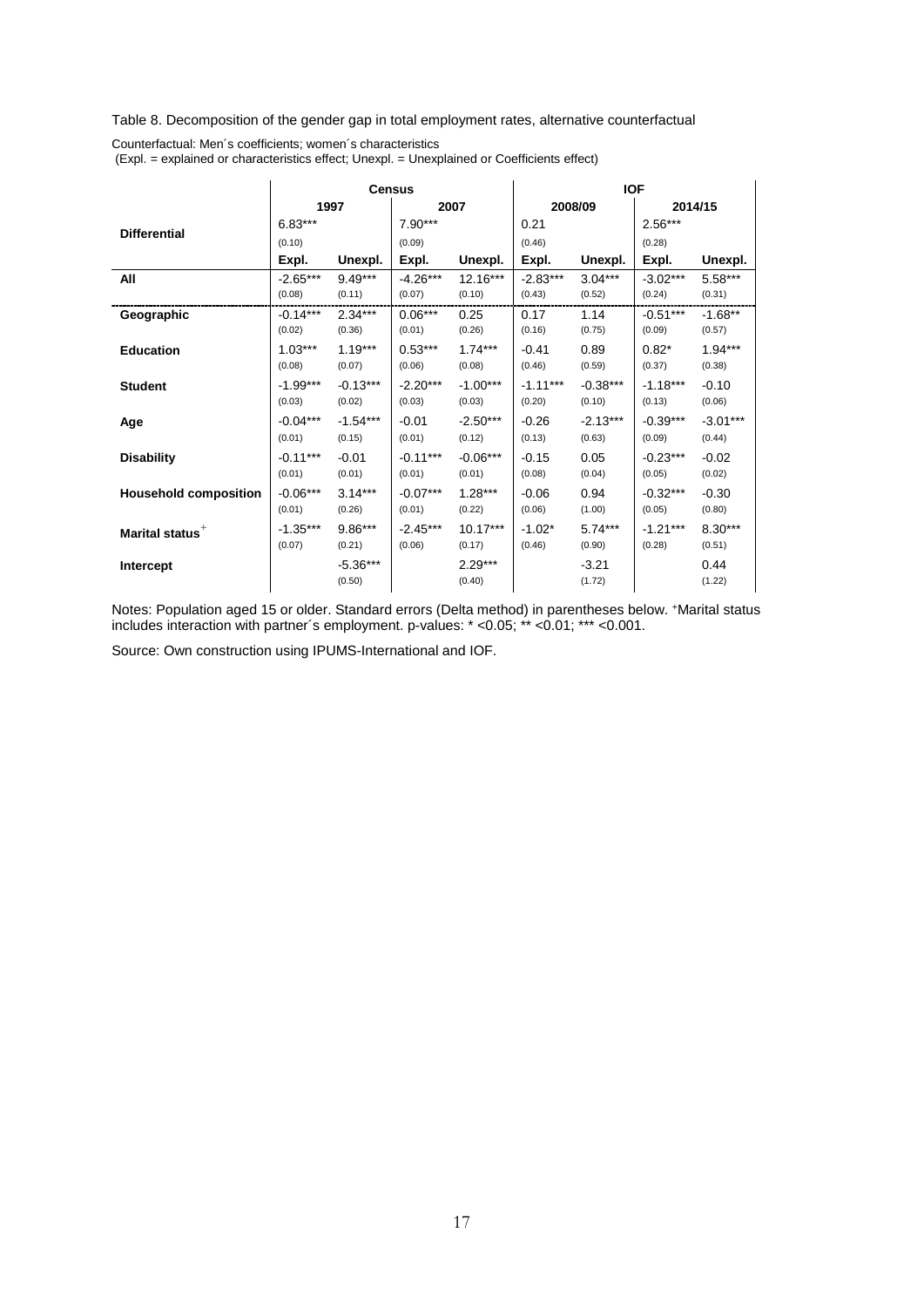Table 8. Decomposition of the gender gap in total employment rates, alternative counterfactual

Counterfactual: Men´s coefficients; women´s characteristics
(Expl. = explained or characteristics effect; Unexpl. = Unexplained or Coefficients effect)

| | Census | | | | IOF | | | |
|---|---|---|---|---|---|---|---|---|
| | 1997 | | 2007 | | 2008/09 | | 2014/15 | |
| **Differential** | 6.83*** (0.10) | | 7.90*** (0.09) | | 0.21 (0.46) | | 2.56*** (0.28) | |
| | **Expl.** | **Unexpl.** | **Expl.** | **Unexpl.** | **Expl.** | **Unexpl.** | **Expl.** | **Unexpl.** |
| **All** | -2.65*** (0.08) | 9.49*** (0.11) | -4.26*** (0.07) | 12.16*** (0.10) | -2.83*** (0.43) | 3.04*** (0.52) | -3.02*** (0.24) | 5.58*** (0.31) |
| **Geographic** | -0.14*** (0.02) | 2.34*** (0.36) | 0.06*** (0.01) | 0.25 (0.26) | 0.17 (0.16) | 1.14 (0.75) | -0.51*** (0.09) | -1.68** (0.57) |
| **Education** | 1.03*** (0.08) | 1.19*** (0.07) | 0.53*** (0.06) | 1.74*** (0.08) | -0.41 (0.46) | 0.89 (0.59) | 0.82* (0.37) | 1.94*** (0.38) |
| **Student** | -1.99*** (0.03) | -0.13*** (0.02) | -2.20*** (0.03) | -1.00*** (0.03) | -1.11*** (0.20) | -0.38*** (0.10) | -1.18*** (0.13) | -0.10 (0.06) |
| **Age** | -0.04*** (0.01) | -1.54*** (0.15) | -0.01 (0.01) | -2.50*** (0.12) | -0.26 (0.13) | -2.13*** (0.63) | -0.39*** (0.09) | -3.01*** (0.44) |
| **Disability** | -0.11*** (0.01) | -0.01 (0.01) | -0.11*** (0.01) | -0.06*** (0.01) | -0.15 (0.08) | 0.05 (0.04) | -0.23*** (0.05) | -0.02 (0.02) |
| **Household composition** | -0.06*** (0.01) | 3.14*** (0.26) | -0.07*** (0.01) | 1.28*** (0.22) | -0.06 (0.06) | 0.94 (1.00) | -0.32*** (0.05) | -0.30 (0.80) |
| **Marital status**+ | -1.35*** (0.07) | 9.86*** (0.21) | -2.45*** (0.06) | 10.17*** (0.17) | -1.02* (0.46) | 5.74*** (0.90) | -1.21*** (0.28) | 8.30*** (0.51) |
| **Intercept** | | -5.36*** (0.50) | | 2.29*** (0.40) | | -3.21 (1.72) | | 0.44 (1.22) |

Notes: Population aged 15 or older. Standard errors (Delta method) in parentheses below. +Marital status includes interaction with partner´s employment. p-values: * <0.05; ** <0.01; *** <0.001.

Source: Own construction using IPUMS-International and IOF.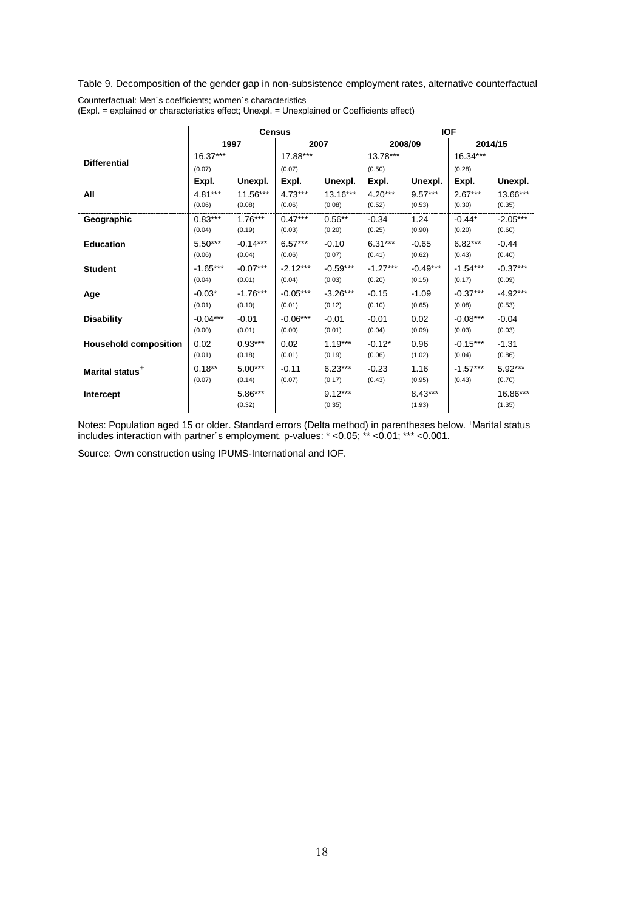Table 9. Decomposition of the gender gap in non-subsistence employment rates, alternative counterfactual

Counterfactual: Men´s coefficients; women´s characteristics
(Expl. = explained or characteristics effect; Unexpl. = Unexplained or Coefficients effect)

| | Census | | | | IOF | | | |
|---|---|---|---|---|---|---|---|---|
| | 1997 | | 2007 | | 2008/09 | | 2014/15 | |
| **Differential** | 16.37*** (0.07) | | 17.88*** (0.07) | | 13.78*** (0.50) | | 16.34*** (0.28) | |
| | **Expl.** | **Unexpl.** | **Expl.** | **Unexpl.** | **Expl.** | **Unexpl.** | **Expl.** | **Unexpl.** |
| **All** | 4.81*** (0.06) | 11.56*** (0.08) | 4.73*** (0.06) | 13.16*** (0.08) | 4.20*** (0.52) | 9.57*** (0.53) | 2.67*** (0.30) | 13.66*** (0.35) |
| **Geographic** | 0.83*** (0.04) | 1.76*** (0.19) | 0.47*** (0.03) | 0.56** (0.20) | -0.34 (0.25) | 1.24 (0.90) | -0.44* (0.20) | -2.05*** (0.60) |
| **Education** | 5.50*** (0.06) | -0.14*** (0.04) | 6.57*** (0.06) | -0.10 (0.07) | 6.31*** (0.41) | -0.65 (0.62) | 6.82*** (0.43) | -0.44 (0.40) |
| **Student** | -1.65*** (0.04) | -0.07*** (0.01) | -2.12*** (0.04) | -0.59*** (0.03) | -1.27*** (0.20) | -0.49*** (0.15) | -1.54*** (0.17) | -0.37*** (0.09) |
| **Age** | -0.03* (0.01) | -1.76*** (0.10) | -0.05*** (0.01) | -3.26*** (0.12) | -0.15 (0.10) | -1.09 (0.65) | -0.37*** (0.08) | -4.92*** (0.53) |
| **Disability** | -0.04*** (0.00) | -0.01 (0.01) | -0.06*** (0.00) | -0.01 (0.01) | -0.01 (0.04) | 0.02 (0.09) | -0.08*** (0.03) | -0.04 (0.03) |
| **Household composition** | 0.02 (0.01) | 0.93*** (0.18) | 0.02 (0.01) | 1.19*** (0.19) | -0.12* (0.06) | 0.96 (1.02) | -0.15*** (0.04) | -1.31 (0.86) |
| **Marital status**$^{+}$ | 0.18** (0.07) | 5.00*** (0.14) | -0.11 (0.07) | 6.23*** (0.17) | -0.23 (0.43) | 1.16 (0.95) | -1.57*** (0.43) | 5.92*** (0.70) |
| **Intercept** | | 5.86*** (0.32) | | 9.12*** (0.35) | | 8.43*** (1.93) | | 16.86*** (1.35) |

Notes: Population aged 15 or older. Standard errors (Delta method) in parentheses below. $^{+}$Marital status includes interaction with partner´s employment. p-values: * <0.05; ** <0.01; *** <0.001.

Source: Own construction using IPUMS-International and IOF.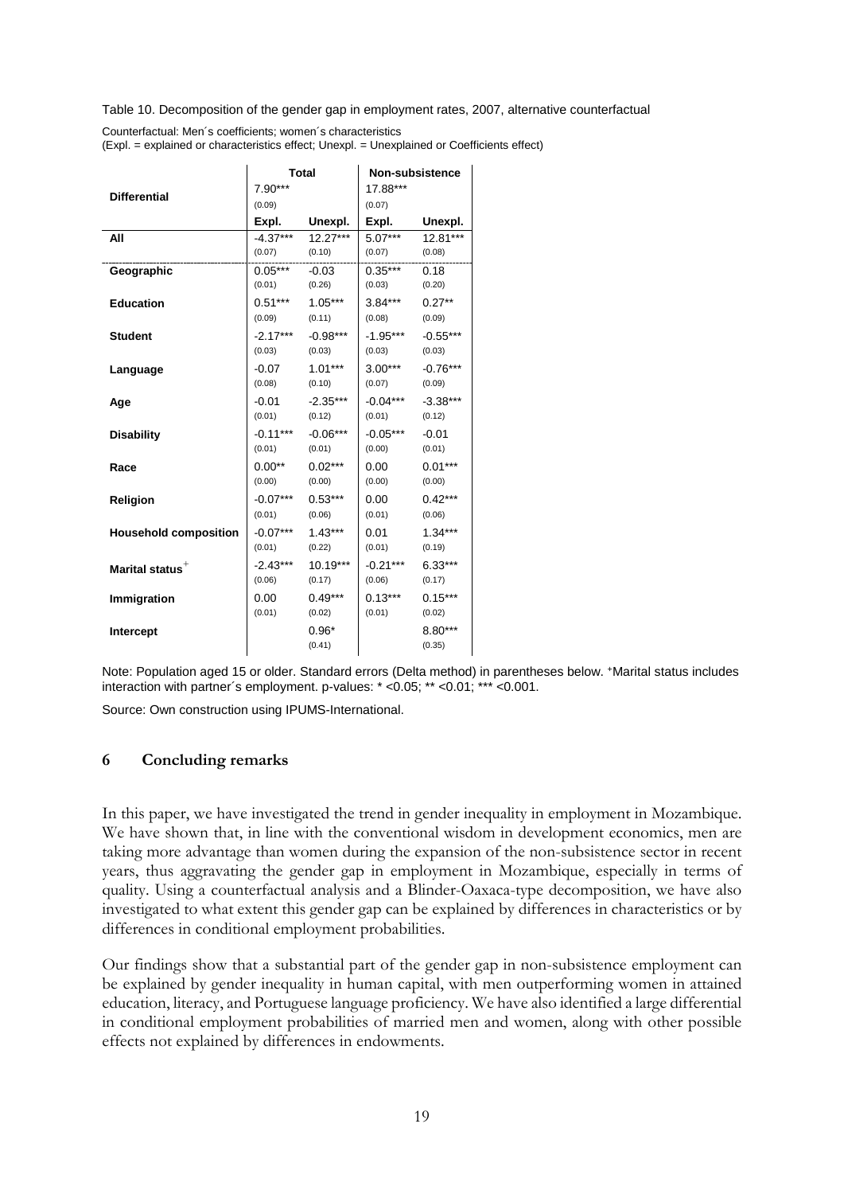Table 10. Decomposition of the gender gap in employment rates, 2007, alternative counterfactual

Counterfactual: Men´s coefficients; women´s characteristics
(Expl. = explained or characteristics effect; Unexpl. = Unexplained or Coefficients effect)

| | Total | | Non-subsistence | |
|---|---|---|---|---|
| **Differential** | 7.90*** (0.09) | | 17.88*** (0.07) | |
| | **Expl.** | **Unexpl.** | **Expl.** | **Unexpl.** |
| **All** | -4.37*** (0.07) | 12.27*** (0.10) | 5.07*** (0.07) | 12.81*** (0.08) |
| **Geographic** | 0.05*** (0.01) | -0.03 (0.26) | 0.35*** (0.03) | 0.18 (0.20) |
| **Education** | 0.51*** (0.09) | 1.05*** (0.11) | 3.84*** (0.08) | 0.27** (0.09) |
| **Student** | -2.17*** (0.03) | -0.98*** (0.03) | -1.95*** (0.03) | -0.55*** (0.03) |
| **Language** | -0.07 (0.08) | 1.01*** (0.10) | 3.00*** (0.07) | -0.76*** (0.09) |
| **Age** | -0.01 (0.01) | -2.35*** (0.12) | -0.04*** (0.01) | -3.38*** (0.12) |
| **Disability** | -0.11*** (0.01) | -0.06*** (0.01) | -0.05*** (0.00) | -0.01 (0.01) |
| **Race** | 0.00** (0.00) | 0.02*** (0.00) | 0.00 (0.00) | 0.01*** (0.00) |
| **Religion** | -0.07*** (0.01) | 0.53*** (0.06) | 0.00 (0.01) | 0.42*** (0.06) |
| **Household composition** | -0.07*** (0.01) | 1.43*** (0.22) | 0.01 (0.01) | 1.34*** (0.19) |
| **Marital status**+ | -2.43*** (0.06) | 10.19*** (0.17) | -0.21*** (0.06) | 6.33*** (0.17) |
| **Immigration** | 0.00 (0.01) | 0.49*** (0.02) | 0.13*** (0.01) | 0.15*** (0.02) |
| **Intercept** | | 0.96* (0.41) | | 8.80*** (0.35) |

Note: Population aged 15 or older. Standard errors (Delta method) in parentheses below. +Marital status includes interaction with partner´s employment. p-values: * <0.05; ** <0.01; *** <0.001.

Source: Own construction using IPUMS-International.

## 6 Concluding remarks

In this paper, we have investigated the trend in gender inequality in employment in Mozambique. We have shown that, in line with the conventional wisdom in development economics, men are taking more advantage than women during the expansion of the non-subsistence sector in recent years, thus aggravating the gender gap in employment in Mozambique, especially in terms of quality. Using a counterfactual analysis and a Blinder-Oaxaca-type decomposition, we have also investigated to what extent this gender gap can be explained by differences in characteristics or by differences in conditional employment probabilities.

Our findings show that a substantial part of the gender gap in non-subsistence employment can be explained by gender inequality in human capital, with men outperforming women in attained education, literacy, and Portuguese language proficiency. We have also identified a large differential in conditional employment probabilities of married men and women, along with other possible effects not explained by differences in endowments.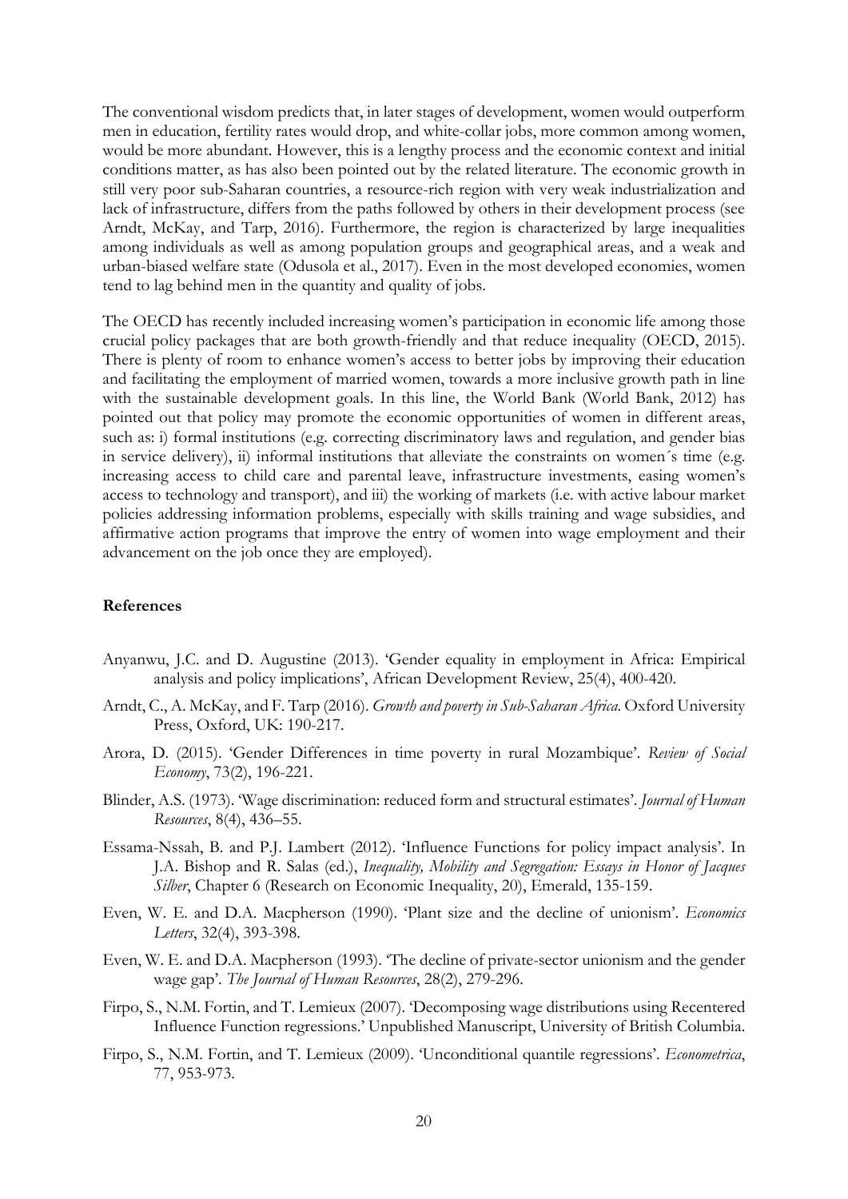The conventional wisdom predicts that, in later stages of development, women would outperform men in education, fertility rates would drop, and white-collar jobs, more common among women, would be more abundant. However, this is a lengthy process and the economic context and initial conditions matter, as has also been pointed out by the related literature. The economic growth in still very poor sub-Saharan countries, a resource-rich region with very weak industrialization and lack of infrastructure, differs from the paths followed by others in their development process (see Arndt, McKay, and Tarp, 2016). Furthermore, the region is characterized by large inequalities among individuals as well as among population groups and geographical areas, and a weak and urban-biased welfare state (Odusola et al., 2017). Even in the most developed economies, women tend to lag behind men in the quantity and quality of jobs.

The OECD has recently included increasing women's participation in economic life among those crucial policy packages that are both growth-friendly and that reduce inequality (OECD, 2015). There is plenty of room to enhance women's access to better jobs by improving their education and facilitating the employment of married women, towards a more inclusive growth path in line with the sustainable development goals. In this line, the World Bank (World Bank, 2012) has pointed out that policy may promote the economic opportunities of women in different areas, such as: i) formal institutions (e.g. correcting discriminatory laws and regulation, and gender bias in service delivery), ii) informal institutions that alleviate the constraints on women´s time (e.g. increasing access to child care and parental leave, infrastructure investments, easing women's access to technology and transport), and iii) the working of markets (i.e. with active labour market policies addressing information problems, especially with skills training and wage subsidies, and affirmative action programs that improve the entry of women into wage employment and their advancement on the job once they are employed).

## References

Anyanwu, J.C. and D. Augustine (2013). 'Gender equality in employment in Africa: Empirical analysis and policy implications', African Development Review, 25(4), 400-420.

Arndt, C., A. McKay, and F. Tarp (2016). *Growth and poverty in Sub-Saharan Africa.* Oxford University Press, Oxford, UK: 190-217.

Arora, D. (2015). 'Gender Differences in time poverty in rural Mozambique'. *Review of Social Economy*, 73(2), 196-221.

Blinder, A.S. (1973). 'Wage discrimination: reduced form and structural estimates'. *Journal of Human Resources*, 8(4), 436–55.

Essama-Nssah, B. and P.J. Lambert (2012). 'Influence Functions for policy impact analysis'. In J.A. Bishop and R. Salas (ed.), *Inequality, Mobility and Segregation: Essays in Honor of Jacques Silber*, Chapter 6 (Research on Economic Inequality, 20), Emerald, 135-159.

Even, W. E. and D.A. Macpherson (1990). 'Plant size and the decline of unionism'. *Economics Letters*, 32(4), 393-398.

Even, W. E. and D.A. Macpherson (1993). 'The decline of private-sector unionism and the gender wage gap'. *The Journal of Human Resources*, 28(2), 279-296.

Firpo, S., N.M. Fortin, and T. Lemieux (2007). 'Decomposing wage distributions using Recentered Influence Function regressions.' Unpublished Manuscript, University of British Columbia.

Firpo, S., N.M. Fortin, and T. Lemieux (2009). 'Unconditional quantile regressions'. *Econometrica*, 77, 953-973.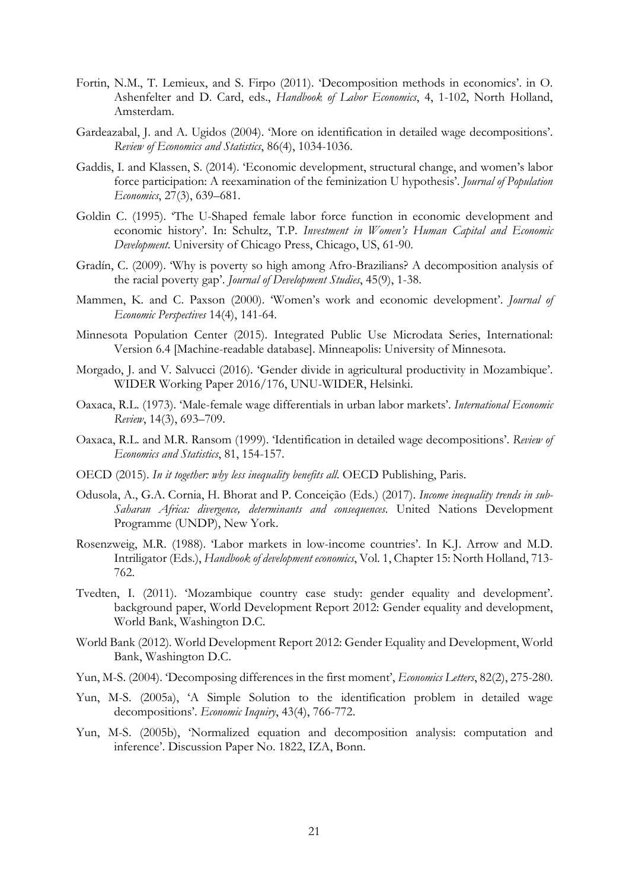Fortin, N.M., T. Lemieux, and S. Firpo (2011). 'Decomposition methods in economics'. in O. Ashenfelter and D. Card, eds., *Handbook of Labor Economics*, 4, 1-102, North Holland, Amsterdam.

Gardeazabal, J. and A. Ugidos (2004). 'More on identification in detailed wage decompositions'. *Review of Economics and Statistics*, 86(4), 1034-1036.

Gaddis, I. and Klassen, S. (2014). 'Economic development, structural change, and women's labor force participation: A reexamination of the feminization U hypothesis'. *Journal of Population Economics*, 27(3), 639–681.

Goldin C. (1995). 'The U-Shaped female labor force function in economic development and economic history'. In: Schultz, T.P. *Investment in Women's Human Capital and Economic Development*. University of Chicago Press, Chicago, US, 61-90.

Gradín, C. (2009). 'Why is poverty so high among Afro-Brazilians? A decomposition analysis of the racial poverty gap'. *Journal of Development Studies*, 45(9), 1-38.

Mammen, K. and C. Paxson (2000). 'Women's work and economic development'. *Journal of Economic Perspectives* 14(4), 141-64.

Minnesota Population Center (2015). Integrated Public Use Microdata Series, International: Version 6.4 [Machine-readable database]. Minneapolis: University of Minnesota.

Morgado, J. and V. Salvucci (2016). 'Gender divide in agricultural productivity in Mozambique'. WIDER Working Paper 2016/176, UNU-WIDER, Helsinki.

Oaxaca, R.L. (1973). 'Male-female wage differentials in urban labor markets'. *International Economic Review*, 14(3), 693–709.

Oaxaca, R.L. and M.R. Ransom (1999). 'Identification in detailed wage decompositions'. *Review of Economics and Statistics*, 81, 154-157.

OECD (2015). *In it together: why less inequality benefits all*. OECD Publishing, Paris.

Odusola, A., G.A. Cornia, H. Bhorat and P. Conceição (Eds.) (2017). *Income inequality trends in sub-Saharan Africa: divergence, determinants and consequences*. United Nations Development Programme (UNDP), New York.

Rosenzweig, M.R. (1988). 'Labor markets in low-income countries'. In K.J. Arrow and M.D. Intriligator (Eds.), *Handbook of development economics*, Vol. 1, Chapter 15: North Holland, 713-762.

Tvedten, I. (2011). 'Mozambique country case study: gender equality and development'. background paper, World Development Report 2012: Gender equality and development, World Bank, Washington D.C.

World Bank (2012). World Development Report 2012: Gender Equality and Development, World Bank, Washington D.C.

Yun, M-S. (2004). 'Decomposing differences in the first moment', *Economics Letters*, 82(2), 275-280.

Yun, M-S. (2005a), 'A Simple Solution to the identification problem in detailed wage decompositions'. *Economic Inquiry*, 43(4), 766-772.

Yun, M-S. (2005b), 'Normalized equation and decomposition analysis: computation and inference'. Discussion Paper No. 1822, IZA, Bonn.